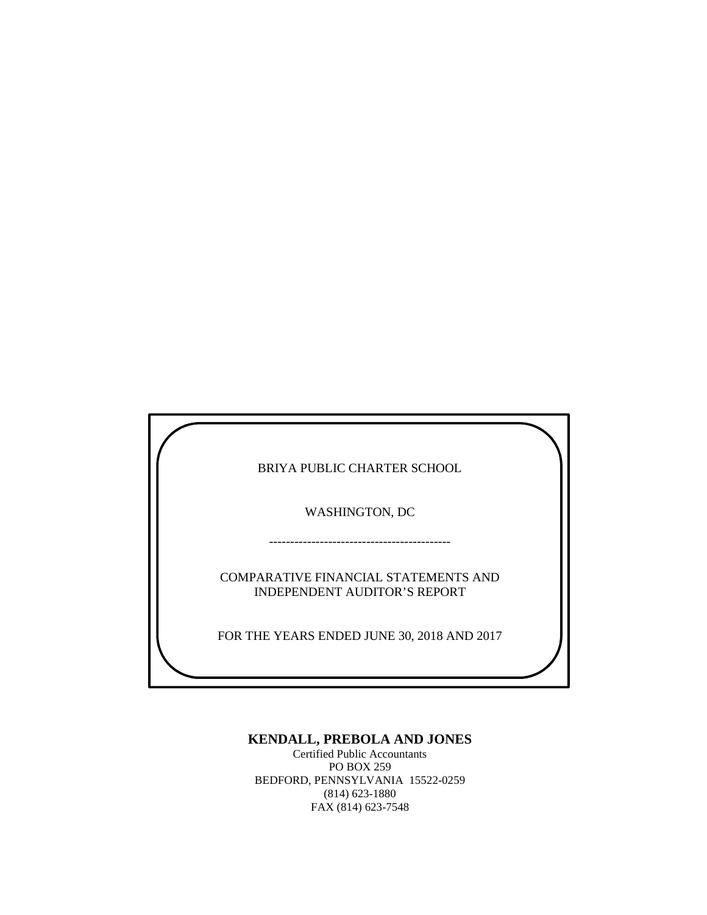BRIYA PUBLIC CHARTER SCHOOL

WASHINGTON, DC

--------------------------------------------

COMPARATIVE FINANCIAL STATEMENTS AND
INDEPENDENT AUDITOR'S REPORT

FOR THE YEARS ENDED JUNE 30, 2018 AND 2017

**KENDALL, PREBOLA AND JONES**

Certified Public Accountants
PO BOX 259
BEDFORD, PENNSYLVANIA 15522-0259
(814) 623-1880
FAX (814) 623-7548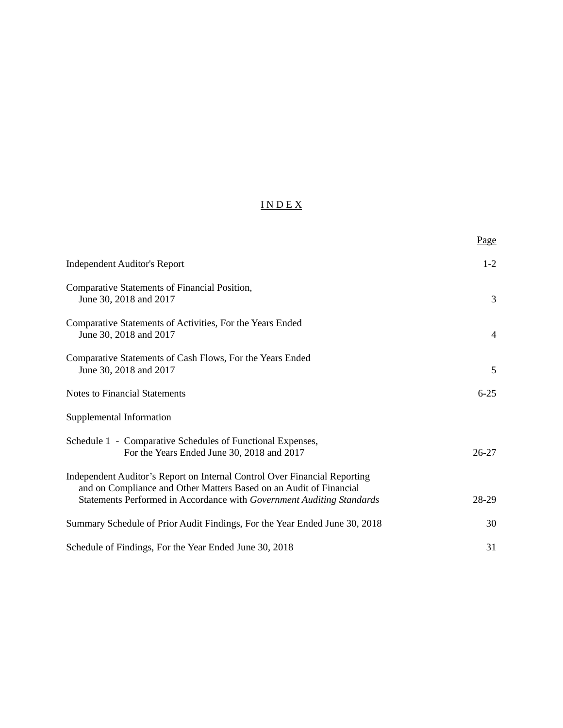# INDEX

| | Page |
|---|---|
| Independent Auditor's Report | 1-2 |
| Comparative Statements of Financial Position, June 30, 2018 and 2017 | 3 |
| Comparative Statements of Activities, For the Years Ended June 30, 2018 and 2017 | 4 |
| Comparative Statements of Cash Flows, For the Years Ended June 30, 2018 and 2017 | 5 |
| Notes to Financial Statements | 6-25 |
| Supplemental Information | |
| Schedule 1 - Comparative Schedules of Functional Expenses, For the Years Ended June 30, 2018 and 2017 | 26-27 |
| Independent Auditor's Report on Internal Control Over Financial Reporting and on Compliance and Other Matters Based on an Audit of Financial Statements Performed in Accordance with *Government Auditing Standards* | 28-29 |
| Summary Schedule of Prior Audit Findings, For the Year Ended June 30, 2018 | 30 |
| Schedule of Findings, For the Year Ended June 30, 2018 | 31 |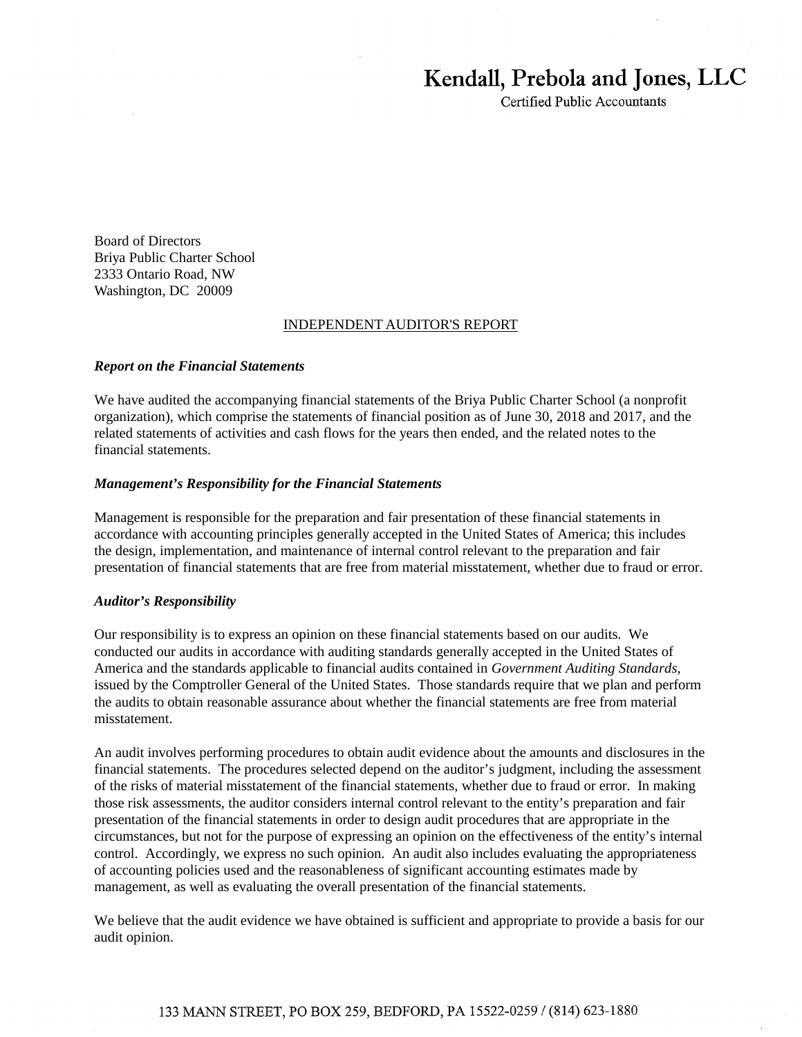# Kendall, Prebola and Jones, LLC

Certified Public Accountants

Board of Directors
Briya Public Charter School
2333 Ontario Road, NW
Washington, DC 20009

## INDEPENDENT AUDITOR'S REPORT

***Report on the Financial Statements***

We have audited the accompanying financial statements of the Briya Public Charter School (a nonprofit organization), which comprise the statements of financial position as of June 30, 2018 and 2017, and the related statements of activities and cash flows for the years then ended, and the related notes to the financial statements.

***Management's Responsibility for the Financial Statements***

Management is responsible for the preparation and fair presentation of these financial statements in accordance with accounting principles generally accepted in the United States of America; this includes the design, implementation, and maintenance of internal control relevant to the preparation and fair presentation of financial statements that are free from material misstatement, whether due to fraud or error.

***Auditor's Responsibility***

Our responsibility is to express an opinion on these financial statements based on our audits. We conducted our audits in accordance with auditing standards generally accepted in the United States of America and the standards applicable to financial audits contained in *Government Auditing Standards*, issued by the Comptroller General of the United States. Those standards require that we plan and perform the audits to obtain reasonable assurance about whether the financial statements are free from material misstatement.

An audit involves performing procedures to obtain audit evidence about the amounts and disclosures in the financial statements. The procedures selected depend on the auditor's judgment, including the assessment of the risks of material misstatement of the financial statements, whether due to fraud or error. In making those risk assessments, the auditor considers internal control relevant to the entity's preparation and fair presentation of the financial statements in order to design audit procedures that are appropriate in the circumstances, but not for the purpose of expressing an opinion on the effectiveness of the entity's internal control. Accordingly, we express no such opinion. An audit also includes evaluating the appropriateness of accounting policies used and the reasonableness of significant accounting estimates made by management, as well as evaluating the overall presentation of the financial statements.

We believe that the audit evidence we have obtained is sufficient and appropriate to provide a basis for our audit opinion.

133 MANN STREET, PO BOX 259, BEDFORD, PA 15522-0259 / (814) 623-1880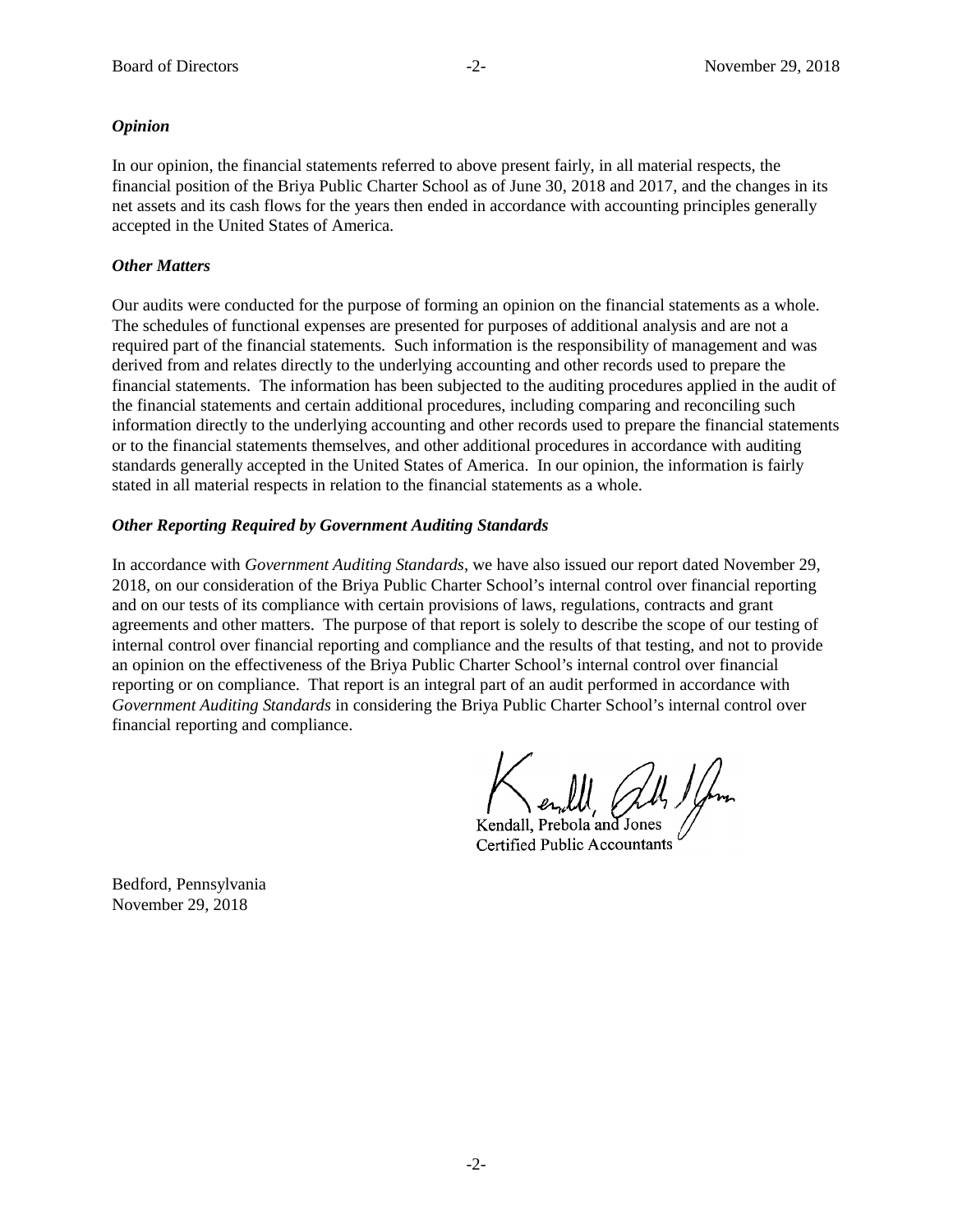### *Opinion*

In our opinion, the financial statements referred to above present fairly, in all material respects, the financial position of the Briya Public Charter School as of June 30, 2018 and 2017, and the changes in its net assets and its cash flows for the years then ended in accordance with accounting principles generally accepted in the United States of America.

### *Other Matters*

Our audits were conducted for the purpose of forming an opinion on the financial statements as a whole. The schedules of functional expenses are presented for purposes of additional analysis and are not a required part of the financial statements. Such information is the responsibility of management and was derived from and relates directly to the underlying accounting and other records used to prepare the financial statements. The information has been subjected to the auditing procedures applied in the audit of the financial statements and certain additional procedures, including comparing and reconciling such information directly to the underlying accounting and other records used to prepare the financial statements or to the financial statements themselves, and other additional procedures in accordance with auditing standards generally accepted in the United States of America. In our opinion, the information is fairly stated in all material respects in relation to the financial statements as a whole.

### *Other Reporting Required by Government Auditing Standards*

In accordance with *Government Auditing Standards*, we have also issued our report dated November 29, 2018, on our consideration of the Briya Public Charter School's internal control over financial reporting and on our tests of its compliance with certain provisions of laws, regulations, contracts and grant agreements and other matters. The purpose of that report is solely to describe the scope of our testing of internal control over financial reporting and compliance and the results of that testing, and not to provide an opinion on the effectiveness of the Briya Public Charter School's internal control over financial reporting or on compliance. That report is an integral part of an audit performed in accordance with *Government Auditing Standards* in considering the Briya Public Charter School's internal control over financial reporting and compliance.

Kendall, Prebola and Jones
Certified Public Accountants

Bedford, Pennsylvania
November 29, 2018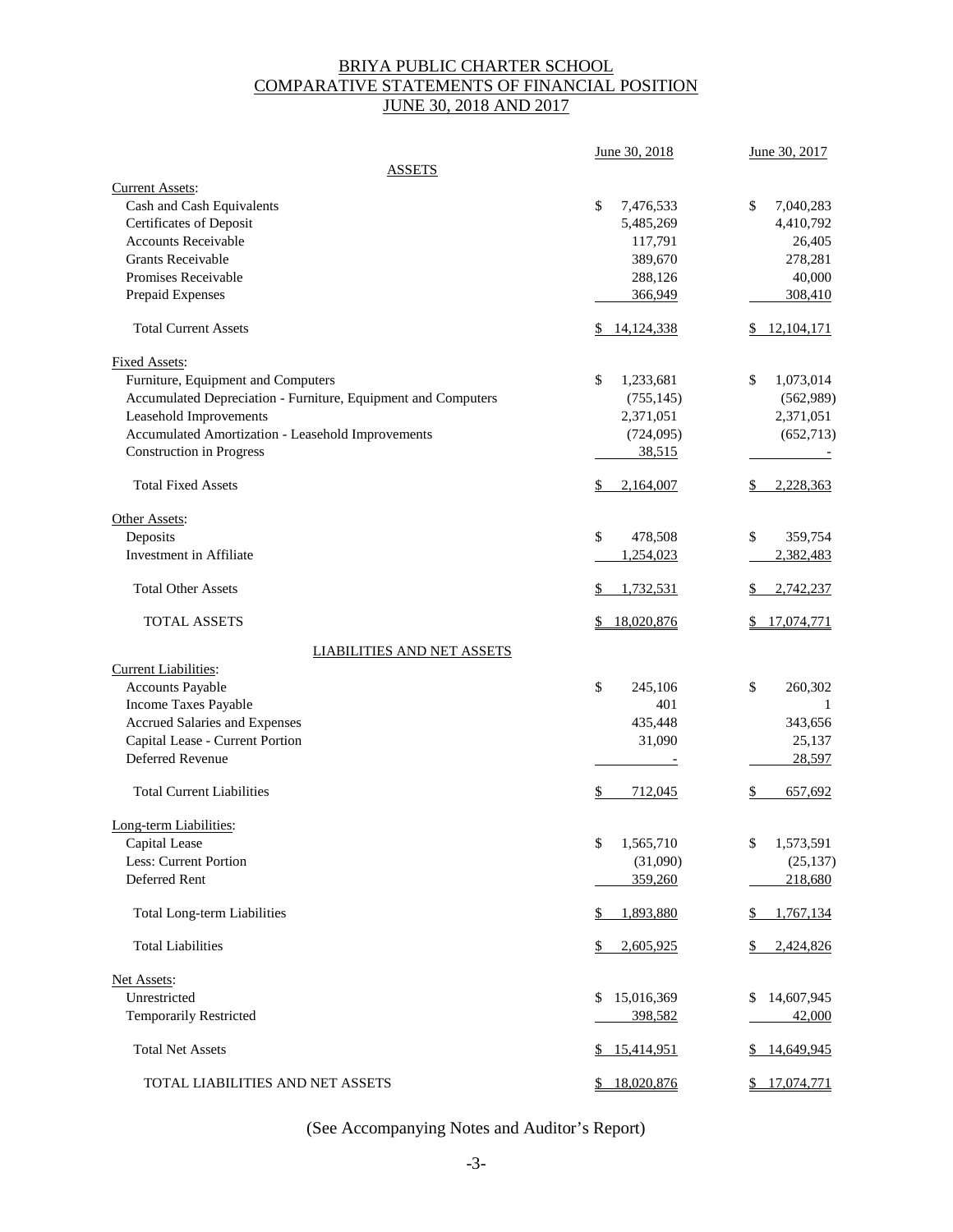# BRIYA PUBLIC CHARTER SCHOOL
## COMPARATIVE STATEMENTS OF FINANCIAL POSITION
## JUNE 30, 2018 AND 2017

| | June 30, 2018 | June 30, 2017 |
|---|---|---|
| **ASSETS** | | |
| Current Assets: | | |
| Cash and Cash Equivalents | $ 7,476,533 | $ 7,040,283 |
| Certificates of Deposit | 5,485,269 | 4,410,792 |
| Accounts Receivable | 117,791 | 26,405 |
| Grants Receivable | 389,670 | 278,281 |
| Promises Receivable | 288,126 | 40,000 |
| Prepaid Expenses | 366,949 | 308,410 |
| Total Current Assets | $ 14,124,338 | $ 12,104,171 |
| Fixed Assets: | | |
| Furniture, Equipment and Computers | $ 1,233,681 | $ 1,073,014 |
| Accumulated Depreciation - Furniture, Equipment and Computers | (755,145) | (562,989) |
| Leasehold Improvements | 2,371,051 | 2,371,051 |
| Accumulated Amortization - Leasehold Improvements | (724,095) | (652,713) |
| Construction in Progress | 38,515 | - |
| Total Fixed Assets | $ 2,164,007 | $ 2,228,363 |
| Other Assets: | | |
| Deposits | $ 478,508 | $ 359,754 |
| Investment in Affiliate | 1,254,023 | 2,382,483 |
| Total Other Assets | $ 1,732,531 | $ 2,742,237 |
| TOTAL ASSETS | $ 18,020,876 | $ 17,074,771 |
| **LIABILITIES AND NET ASSETS** | | |
| Current Liabilities: | | |
| Accounts Payable | $ 245,106 | $ 260,302 |
| Income Taxes Payable | 401 | 1 |
| Accrued Salaries and Expenses | 435,448 | 343,656 |
| Capital Lease - Current Portion | 31,090 | 25,137 |
| Deferred Revenue | - | 28,597 |
| Total Current Liabilities | $ 712,045 | $ 657,692 |
| Long-term Liabilities: | | |
| Capital Lease | $ 1,565,710 | $ 1,573,591 |
| Less: Current Portion | (31,090) | (25,137) |
| Deferred Rent | 359,260 | 218,680 |
| Total Long-term Liabilities | $ 1,893,880 | $ 1,767,134 |
| Total Liabilities | $ 2,605,925 | $ 2,424,826 |
| Net Assets: | | |
| Unrestricted | $ 15,016,369 | $ 14,607,945 |
| Temporarily Restricted | 398,582 | 42,000 |
| Total Net Assets | $ 15,414,951 | $ 14,649,945 |
| TOTAL LIABILITIES AND NET ASSETS | $ 18,020,876 | $ 17,074,771 |

(See Accompanying Notes and Auditor's Report)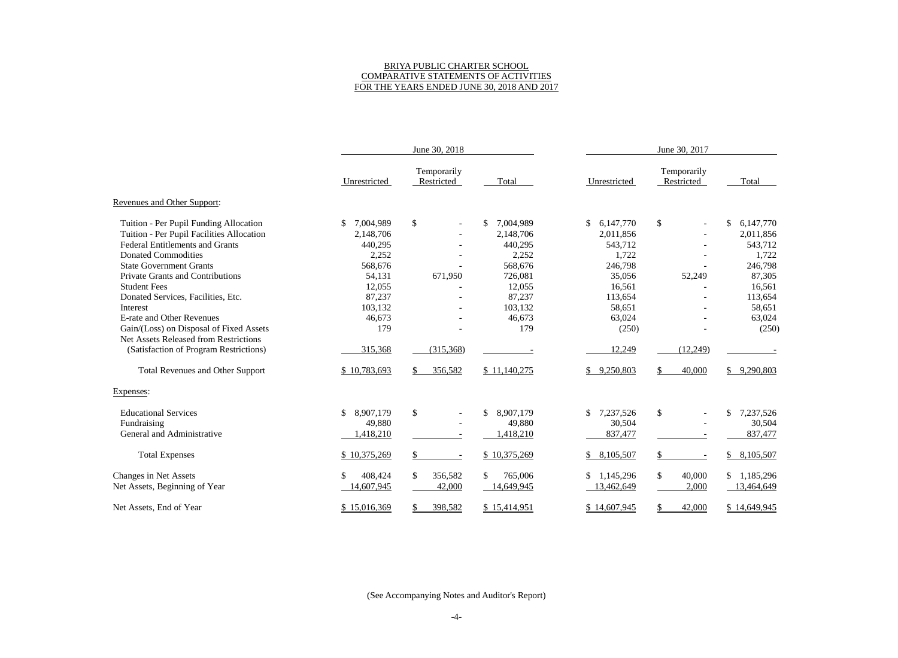# BRIYA PUBLIC CHARTER SCHOOL
## COMPARATIVE STATEMENTS OF ACTIVITIES
### FOR THE YEARS ENDED JUNE 30, 2018 AND 2017

| | June 30, 2018 | | | June 30, 2017 | | |
|---|---|---|---|---|---|---|
| | Unrestricted | Temporarily Restricted | Total | Unrestricted | Temporarily Restricted | Total |
| Revenues and Other Support: | | | | | | |
| Tuition - Per Pupil Funding Allocation | $ 7,004,989 | $ - | $ 7,004,989 | $ 6,147,770 | $ - | $ 6,147,770 |
| Tuition - Per Pupil Facilities Allocation | 2,148,706 | - | 2,148,706 | 2,011,856 | - | 2,011,856 |
| Federal Entitlements and Grants | 440,295 | - | 440,295 | 543,712 | - | 543,712 |
| Donated Commodities | 2,252 | - | 2,252 | 1,722 | - | 1,722 |
| State Government Grants | 568,676 | - | 568,676 | 246,798 | - | 246,798 |
| Private Grants and Contributions | 54,131 | 671,950 | 726,081 | 35,056 | 52,249 | 87,305 |
| Student Fees | 12,055 | - | 12,055 | 16,561 | - | 16,561 |
| Donated Services, Facilities, Etc. | 87,237 | - | 87,237 | 113,654 | - | 113,654 |
| Interest | 103,132 | - | 103,132 | 58,651 | - | 58,651 |
| E-rate and Other Revenues | 46,673 | - | 46,673 | 63,024 | - | 63,024 |
| Gain/(Loss) on Disposal of Fixed Assets | 179 | - | 179 | (250) | - | (250) |
| Net Assets Released from Restrictions (Satisfaction of Program Restrictions) | 315,368 | (315,368) | - | 12,249 | (12,249) | - |
| Total Revenues and Other Support | $ 10,783,693 | $ 356,582 | $ 11,140,275 | $ 9,250,803 | $ 40,000 | $ 9,290,803 |
| Expenses: | | | | | | |
| Educational Services | $ 8,907,179 | $ - | $ 8,907,179 | $ 7,237,526 | $ - | $ 7,237,526 |
| Fundraising | 49,880 | - | 49,880 | 30,504 | - | 30,504 |
| General and Administrative | 1,418,210 | - | 1,418,210 | 837,477 | - | 837,477 |
| Total Expenses | $ 10,375,269 | $ - | $ 10,375,269 | $ 8,105,507 | $ - | $ 8,105,507 |
| Changes in Net Assets | $ 408,424 | $ 356,582 | $ 765,006 | $ 1,145,296 | $ 40,000 | $ 1,185,296 |
| Net Assets, Beginning of Year | 14,607,945 | 42,000 | 14,649,945 | 13,462,649 | 2,000 | 13,464,649 |
| Net Assets, End of Year | $ 15,016,369 | $ 398,582 | $ 15,414,951 | $ 14,607,945 | $ 42,000 | $ 14,649,945 |

(See Accompanying Notes and Auditor's Report)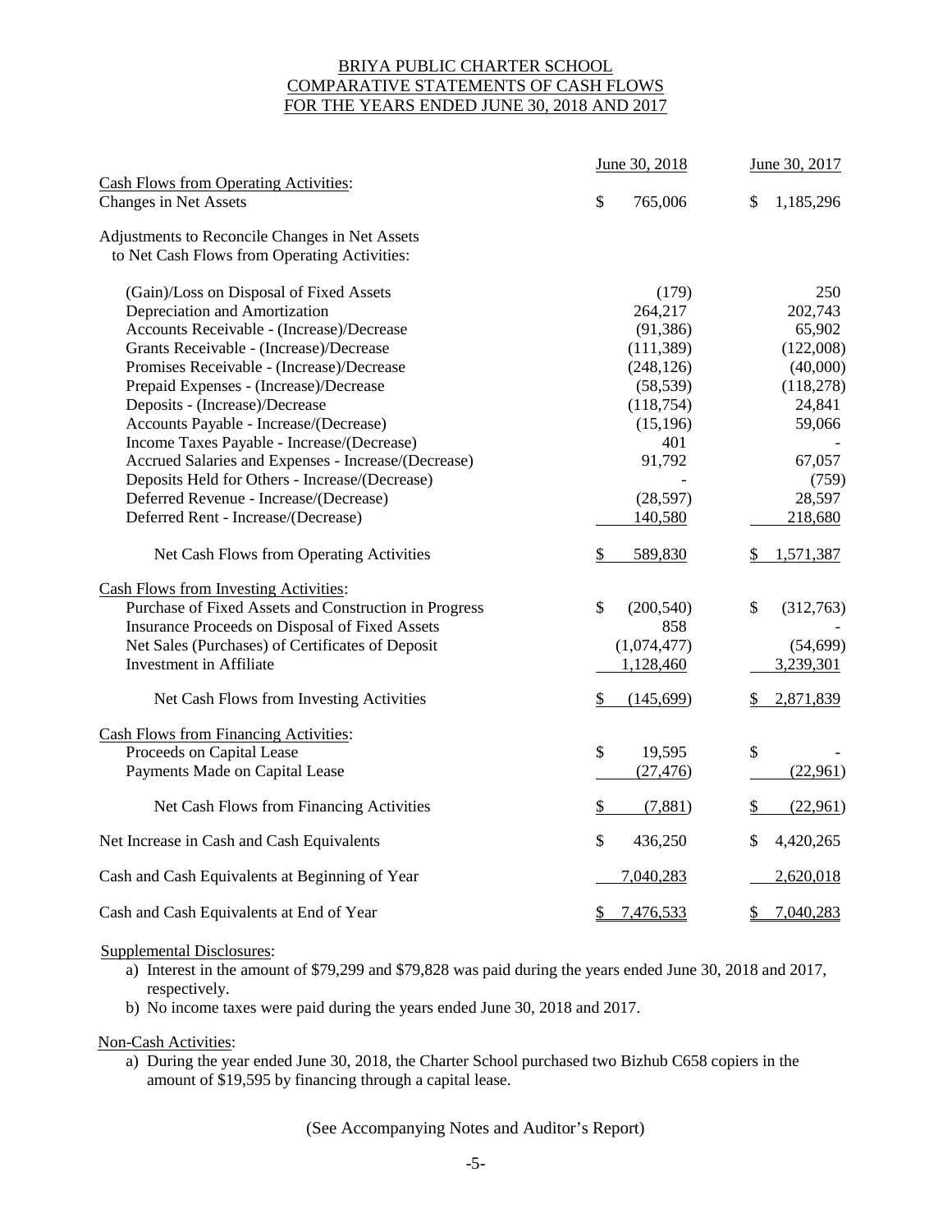# BRIYA PUBLIC CHARTER SCHOOL
## COMPARATIVE STATEMENTS OF CASH FLOWS
## FOR THE YEARS ENDED JUNE 30, 2018 AND 2017

| | June 30, 2018 | June 30, 2017 |
|---|---|---|
| **Cash Flows from Operating Activities:** | | |
| Changes in Net Assets | $ 765,006 | $ 1,185,296 |
| Adjustments to Reconcile Changes in Net Assets to Net Cash Flows from Operating Activities: | | |
| (Gain)/Loss on Disposal of Fixed Assets | (179) | 250 |
| Depreciation and Amortization | 264,217 | 202,743 |
| Accounts Receivable - (Increase)/Decrease | (91,386) | 65,902 |
| Grants Receivable - (Increase)/Decrease | (111,389) | (122,008) |
| Promises Receivable - (Increase)/Decrease | (248,126) | (40,000) |
| Prepaid Expenses - (Increase)/Decrease | (58,539) | (118,278) |
| Deposits - (Increase)/Decrease | (118,754) | 24,841 |
| Accounts Payable - Increase/(Decrease) | (15,196) | 59,066 |
| Income Taxes Payable - Increase/(Decrease) | 401 | - |
| Accrued Salaries and Expenses - Increase/(Decrease) | 91,792 | 67,057 |
| Deposits Held for Others - Increase/(Decrease) | - | (759) |
| Deferred Revenue - Increase/(Decrease) | (28,597) | 28,597 |
| Deferred Rent - Increase/(Decrease) | 140,580 | 218,680 |
| Net Cash Flows from Operating Activities | $ 589,830 | $ 1,571,387 |
| **Cash Flows from Investing Activities:** | | |
| Purchase of Fixed Assets and Construction in Progress | $ (200,540) | $ (312,763) |
| Insurance Proceeds on Disposal of Fixed Assets | 858 | - |
| Net Sales (Purchases) of Certificates of Deposit | (1,074,477) | (54,699) |
| Investment in Affiliate | 1,128,460 | 3,239,301 |
| Net Cash Flows from Investing Activities | $ (145,699) | $ 2,871,839 |
| **Cash Flows from Financing Activities:** | | |
| Proceeds on Capital Lease | $ 19,595 | $ - |
| Payments Made on Capital Lease | (27,476) | (22,961) |
| Net Cash Flows from Financing Activities | $ (7,881) | $ (22,961) |
| Net Increase in Cash and Cash Equivalents | $ 436,250 | $ 4,420,265 |
| Cash and Cash Equivalents at Beginning of Year | 7,040,283 | 2,620,018 |
| Cash and Cash Equivalents at End of Year | $ 7,476,533 | $ 7,040,283 |

Supplemental Disclosures:

a) Interest in the amount of $79,299 and $79,828 was paid during the years ended June 30, 2018 and 2017, respectively.
b) No income taxes were paid during the years ended June 30, 2018 and 2017.

Non-Cash Activities:

a) During the year ended June 30, 2018, the Charter School purchased two Bizhub C658 copiers in the amount of $19,595 by financing through a capital lease.

(See Accompanying Notes and Auditor's Report)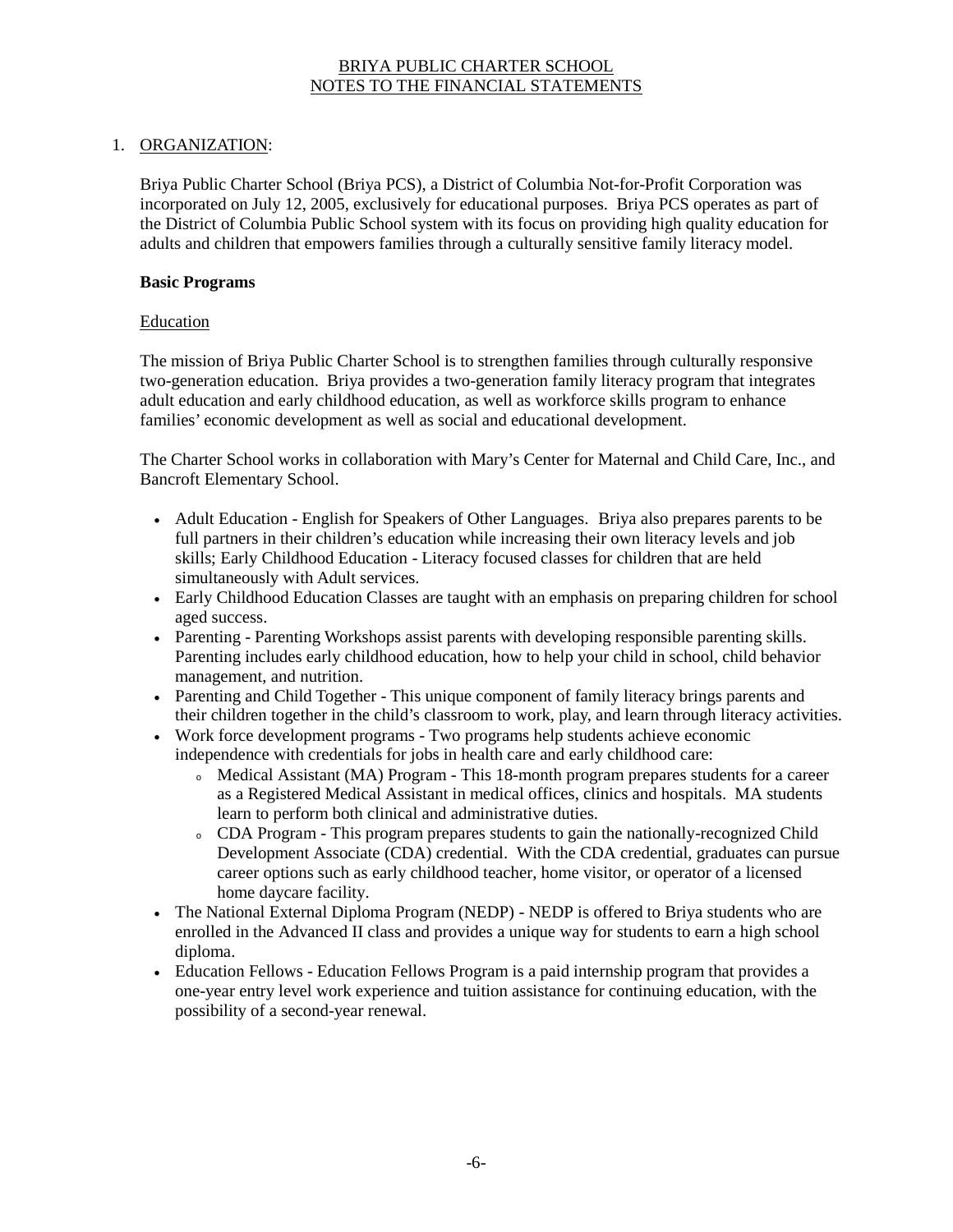# BRIYA PUBLIC CHARTER SCHOOL
## NOTES TO THE FINANCIAL STATEMENTS

1. ORGANIZATION:

Briya Public Charter School (Briya PCS), a District of Columbia Not-for-Profit Corporation was incorporated on July 12, 2005, exclusively for educational purposes. Briya PCS operates as part of the District of Columbia Public School system with its focus on providing high quality education for adults and children that empowers families through a culturally sensitive family literacy model.

**Basic Programs**

Education

The mission of Briya Public Charter School is to strengthen families through culturally responsive two-generation education. Briya provides a two-generation family literacy program that integrates adult education and early childhood education, as well as workforce skills program to enhance families' economic development as well as social and educational development.

The Charter School works in collaboration with Mary's Center for Maternal and Child Care, Inc., and Bancroft Elementary School.

- Adult Education - English for Speakers of Other Languages. Briya also prepares parents to be full partners in their children's education while increasing their own literacy levels and job skills; Early Childhood Education - Literacy focused classes for children that are held simultaneously with Adult services.
- Early Childhood Education Classes are taught with an emphasis on preparing children for school aged success.
- Parenting - Parenting Workshops assist parents with developing responsible parenting skills. Parenting includes early childhood education, how to help your child in school, child behavior management, and nutrition.
- Parenting and Child Together - This unique component of family literacy brings parents and their children together in the child's classroom to work, play, and learn through literacy activities.
- Work force development programs - Two programs help students achieve economic independence with credentials for jobs in health care and early childhood care:
  - Medical Assistant (MA) Program - This 18-month program prepares students for a career as a Registered Medical Assistant in medical offices, clinics and hospitals. MA students learn to perform both clinical and administrative duties.
  - CDA Program - This program prepares students to gain the nationally-recognized Child Development Associate (CDA) credential. With the CDA credential, graduates can pursue career options such as early childhood teacher, home visitor, or operator of a licensed home daycare facility.
- The National External Diploma Program (NEDP) - NEDP is offered to Briya students who are enrolled in the Advanced II class and provides a unique way for students to earn a high school diploma.
- Education Fellows - Education Fellows Program is a paid internship program that provides a one-year entry level work experience and tuition assistance for continuing education, with the possibility of a second-year renewal.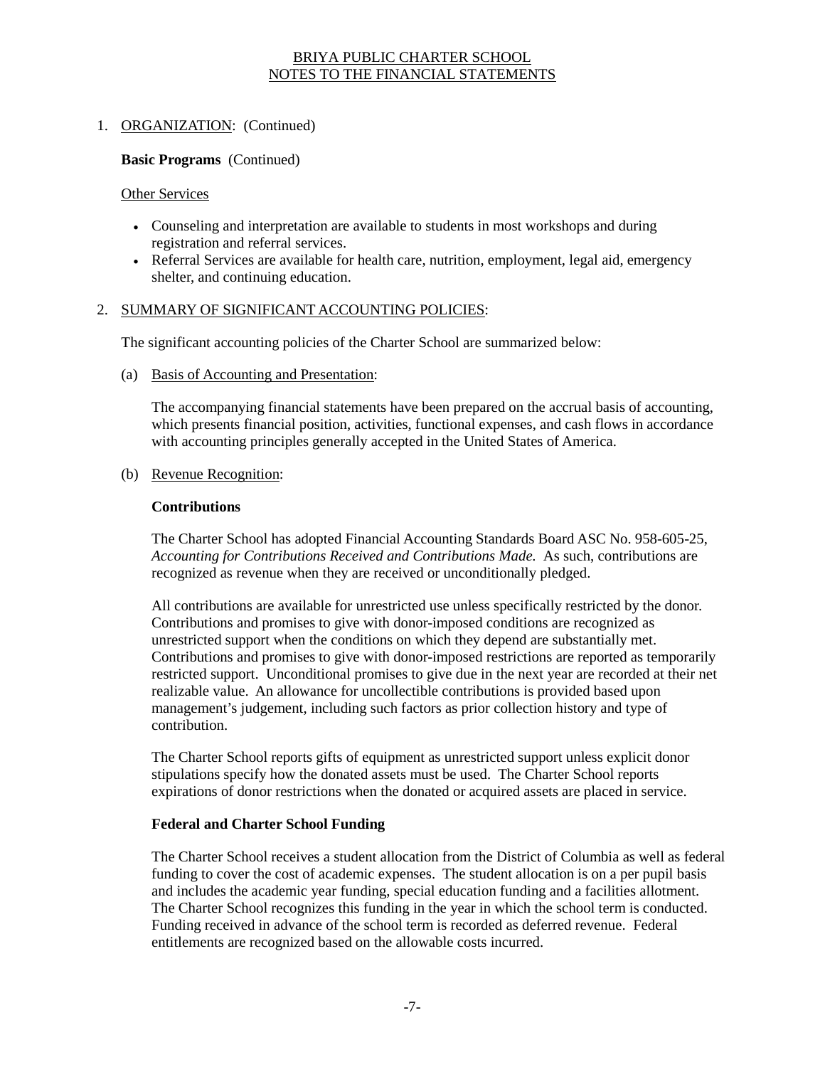1. ORGANIZATION: (Continued)

**Basic Programs** (Continued)

Other Services

- Counseling and interpretation are available to students in most workshops and during registration and referral services.
- Referral Services are available for health care, nutrition, employment, legal aid, emergency shelter, and continuing education.

2. SUMMARY OF SIGNIFICANT ACCOUNTING POLICIES:

The significant accounting policies of the Charter School are summarized below:

(a) Basis of Accounting and Presentation:

The accompanying financial statements have been prepared on the accrual basis of accounting, which presents financial position, activities, functional expenses, and cash flows in accordance with accounting principles generally accepted in the United States of America.

(b) Revenue Recognition:

**Contributions**

The Charter School has adopted Financial Accounting Standards Board ASC No. 958-605-25, *Accounting for Contributions Received and Contributions Made.* As such, contributions are recognized as revenue when they are received or unconditionally pledged.

All contributions are available for unrestricted use unless specifically restricted by the donor. Contributions and promises to give with donor-imposed conditions are recognized as unrestricted support when the conditions on which they depend are substantially met. Contributions and promises to give with donor-imposed restrictions are reported as temporarily restricted support. Unconditional promises to give due in the next year are recorded at their net realizable value. An allowance for uncollectible contributions is provided based upon management's judgement, including such factors as prior collection history and type of contribution.

The Charter School reports gifts of equipment as unrestricted support unless explicit donor stipulations specify how the donated assets must be used. The Charter School reports expirations of donor restrictions when the donated or acquired assets are placed in service.

**Federal and Charter School Funding**

The Charter School receives a student allocation from the District of Columbia as well as federal funding to cover the cost of academic expenses. The student allocation is on a per pupil basis and includes the academic year funding, special education funding and a facilities allotment. The Charter School recognizes this funding in the year in which the school term is conducted. Funding received in advance of the school term is recorded as deferred revenue. Federal entitlements are recognized based on the allowable costs incurred.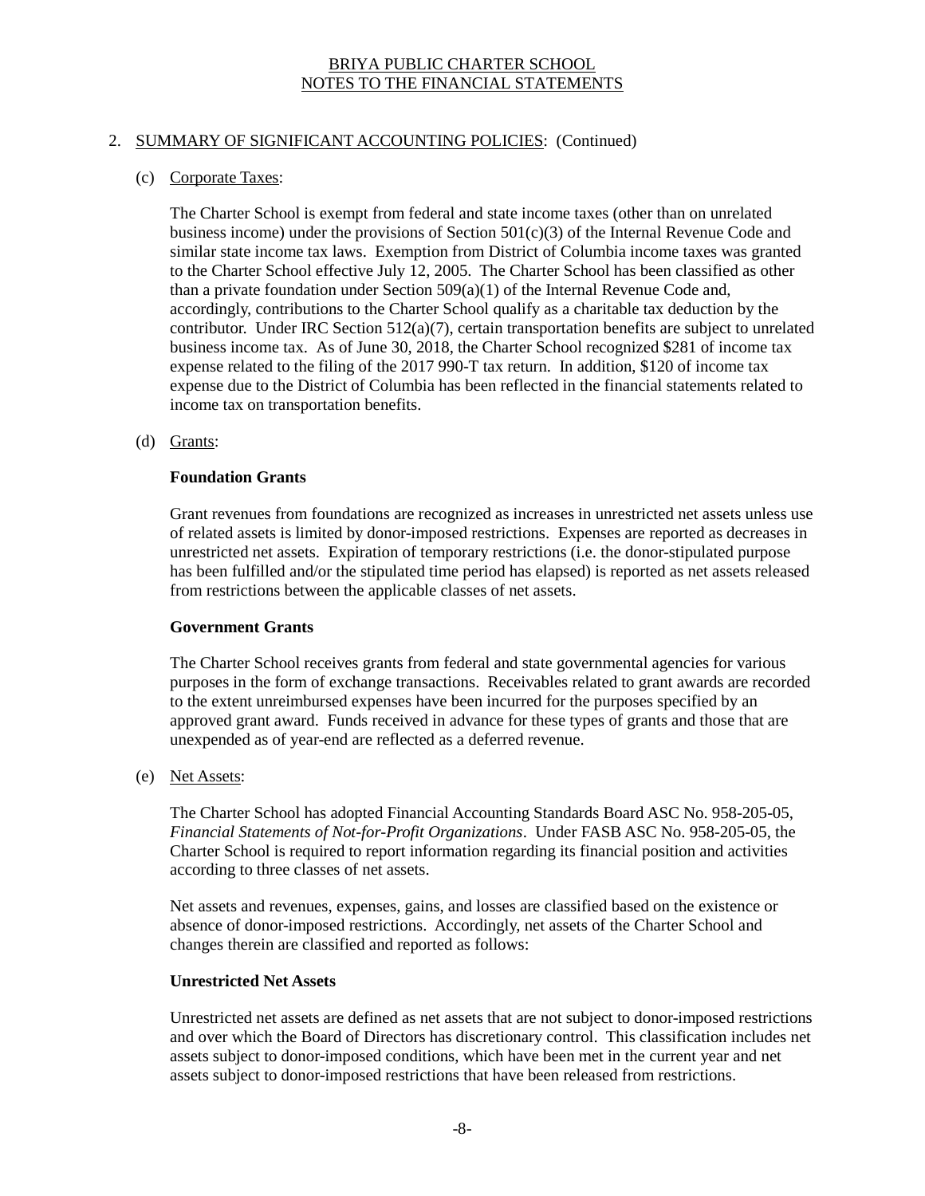BRIYA PUBLIC CHARTER SCHOOL
NOTES TO THE FINANCIAL STATEMENTS

2. SUMMARY OF SIGNIFICANT ACCOUNTING POLICIES: (Continued)

(c) Corporate Taxes:

The Charter School is exempt from federal and state income taxes (other than on unrelated business income) under the provisions of Section 501(c)(3) of the Internal Revenue Code and similar state income tax laws. Exemption from District of Columbia income taxes was granted to the Charter School effective July 12, 2005. The Charter School has been classified as other than a private foundation under Section 509(a)(1) of the Internal Revenue Code and, accordingly, contributions to the Charter School qualify as a charitable tax deduction by the contributor. Under IRC Section 512(a)(7), certain transportation benefits are subject to unrelated business income tax. As of June 30, 2018, the Charter School recognized $281 of income tax expense related to the filing of the 2017 990-T tax return. In addition, $120 of income tax expense due to the District of Columbia has been reflected in the financial statements related to income tax on transportation benefits.

(d) Grants:

**Foundation Grants**

Grant revenues from foundations are recognized as increases in unrestricted net assets unless use of related assets is limited by donor-imposed restrictions. Expenses are reported as decreases in unrestricted net assets. Expiration of temporary restrictions (i.e. the donor-stipulated purpose has been fulfilled and/or the stipulated time period has elapsed) is reported as net assets released from restrictions between the applicable classes of net assets.

**Government Grants**

The Charter School receives grants from federal and state governmental agencies for various purposes in the form of exchange transactions. Receivables related to grant awards are recorded to the extent unreimbursed expenses have been incurred for the purposes specified by an approved grant award. Funds received in advance for these types of grants and those that are unexpended as of year-end are reflected as a deferred revenue.

(e) Net Assets:

The Charter School has adopted Financial Accounting Standards Board ASC No. 958-205-05, *Financial Statements of Not-for-Profit Organizations*. Under FASB ASC No. 958-205-05, the Charter School is required to report information regarding its financial position and activities according to three classes of net assets.

Net assets and revenues, expenses, gains, and losses are classified based on the existence or absence of donor-imposed restrictions. Accordingly, net assets of the Charter School and changes therein are classified and reported as follows:

**Unrestricted Net Assets**

Unrestricted net assets are defined as net assets that are not subject to donor-imposed restrictions and over which the Board of Directors has discretionary control. This classification includes net assets subject to donor-imposed conditions, which have been met in the current year and net assets subject to donor-imposed restrictions that have been released from restrictions.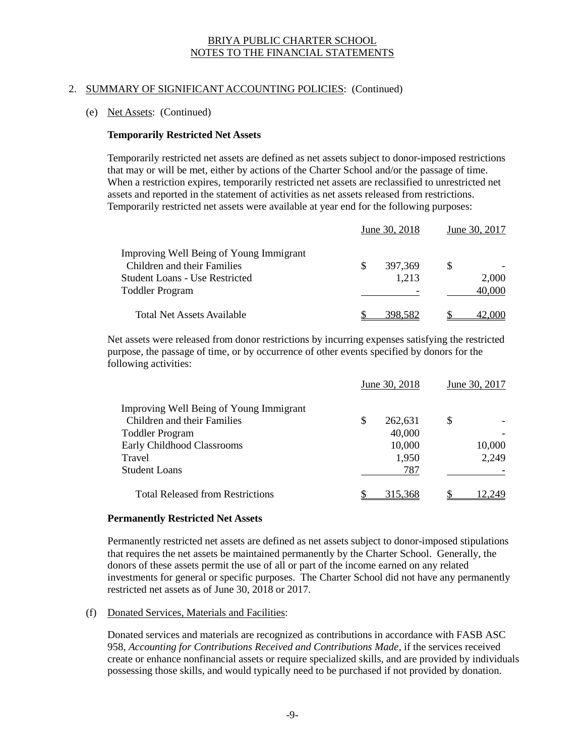BRIYA PUBLIC CHARTER SCHOOL
NOTES TO THE FINANCIAL STATEMENTS

2. SUMMARY OF SIGNIFICANT ACCOUNTING POLICIES: (Continued)

(e) Net Assets: (Continued)

**Temporarily Restricted Net Assets**

Temporarily restricted net assets are defined as net assets subject to donor-imposed restrictions that may or will be met, either by actions of the Charter School and/or the passage of time. When a restriction expires, temporarily restricted net assets are reclassified to unrestricted net assets and reported in the statement of activities as net assets released from restrictions. Temporarily restricted net assets were available at year end for the following purposes:

| | June 30, 2018 | June 30, 2017 |
|---|---|---|
| Improving Well Being of Young Immigrant Children and their Families | $ 397,369 | $ - |
| Student Loans - Use Restricted | 1,213 | 2,000 |
| Toddler Program | - | 40,000 |
| Total Net Assets Available | $ 398,582 | $ 42,000 |

Net assets were released from donor restrictions by incurring expenses satisfying the restricted purpose, the passage of time, or by occurrence of other events specified by donors for the following activities:

| | June 30, 2018 | June 30, 2017 |
|---|---|---|
| Improving Well Being of Young Immigrant Children and their Families | $ 262,631 | $ - |
| Toddler Program | 40,000 | - |
| Early Childhood Classrooms | 10,000 | 10,000 |
| Travel | 1,950 | 2,249 |
| Student Loans | 787 | - |
| Total Released from Restrictions | $ 315,368 | $ 12,249 |

**Permanently Restricted Net Assets**

Permanently restricted net assets are defined as net assets subject to donor-imposed stipulations that requires the net assets be maintained permanently by the Charter School. Generally, the donors of these assets permit the use of all or part of the income earned on any related investments for general or specific purposes. The Charter School did not have any permanently restricted net assets as of June 30, 2018 or 2017.

(f) Donated Services, Materials and Facilities:

Donated services and materials are recognized as contributions in accordance with FASB ASC 958, *Accounting for Contributions Received and Contributions Made*, if the services received create or enhance nonfinancial assets or require specialized skills, and are provided by individuals possessing those skills, and would typically need to be purchased if not provided by donation.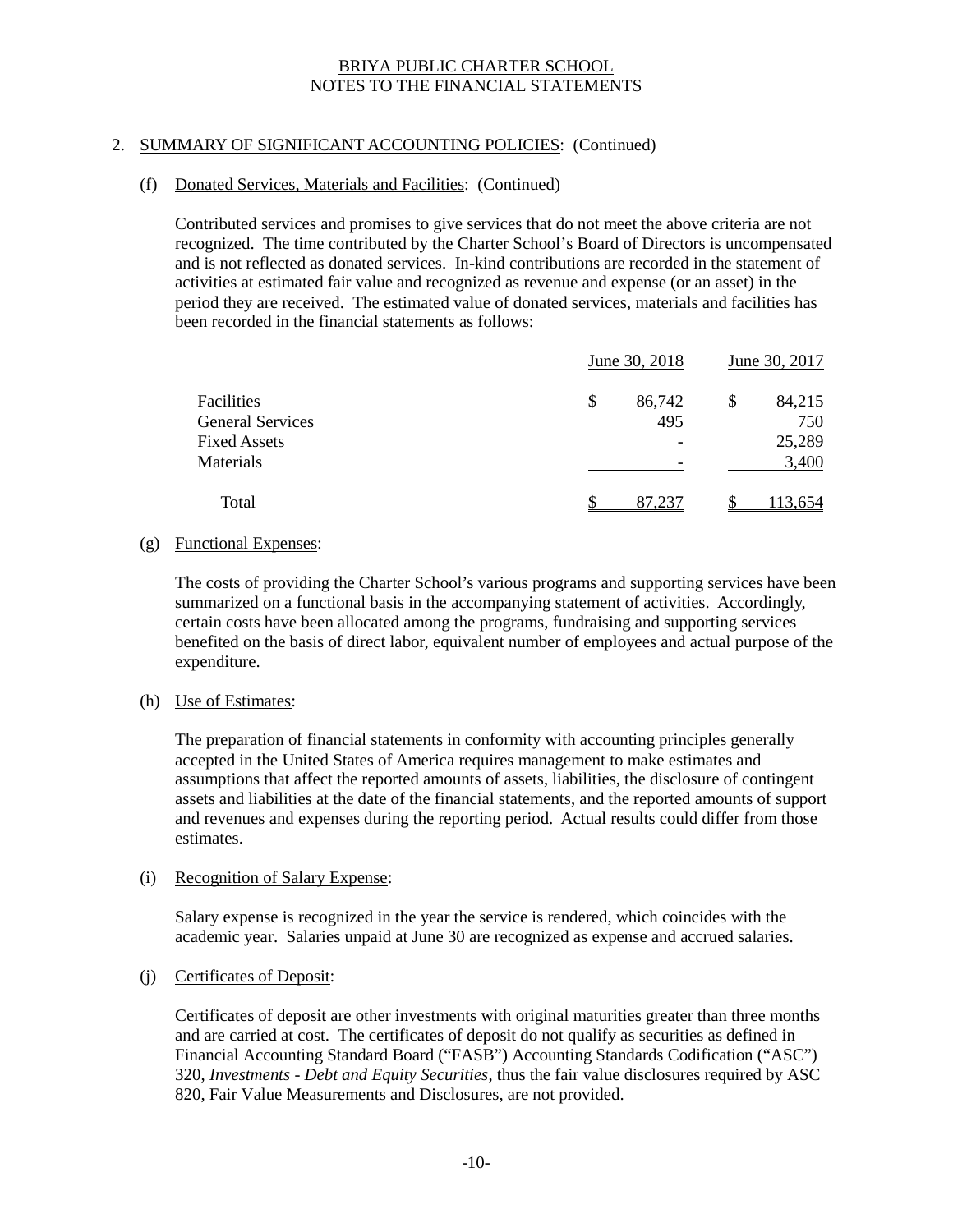BRIYA PUBLIC CHARTER SCHOOL
NOTES TO THE FINANCIAL STATEMENTS

2. SUMMARY OF SIGNIFICANT ACCOUNTING POLICIES: (Continued)

(f) Donated Services, Materials and Facilities: (Continued)

Contributed services and promises to give services that do not meet the above criteria are not recognized. The time contributed by the Charter School's Board of Directors is uncompensated and is not reflected as donated services. In-kind contributions are recorded in the statement of activities at estimated fair value and recognized as revenue and expense (or an asset) in the period they are received. The estimated value of donated services, materials and facilities has been recorded in the financial statements as follows:

| | June 30, 2018 | June 30, 2017 |
|---|---|---|
| Facilities | $ 86,742 | $ 84,215 |
| General Services | 495 | 750 |
| Fixed Assets | - | 25,289 |
| Materials | - | 3,400 |
| Total | $ 87,237 | $ 113,654 |

(g) Functional Expenses:

The costs of providing the Charter School's various programs and supporting services have been summarized on a functional basis in the accompanying statement of activities. Accordingly, certain costs have been allocated among the programs, fundraising and supporting services benefited on the basis of direct labor, equivalent number of employees and actual purpose of the expenditure.

(h) Use of Estimates:

The preparation of financial statements in conformity with accounting principles generally accepted in the United States of America requires management to make estimates and assumptions that affect the reported amounts of assets, liabilities, the disclosure of contingent assets and liabilities at the date of the financial statements, and the reported amounts of support and revenues and expenses during the reporting period. Actual results could differ from those estimates.

(i) Recognition of Salary Expense:

Salary expense is recognized in the year the service is rendered, which coincides with the academic year. Salaries unpaid at June 30 are recognized as expense and accrued salaries.

(j) Certificates of Deposit:

Certificates of deposit are other investments with original maturities greater than three months and are carried at cost. The certificates of deposit do not qualify as securities as defined in Financial Accounting Standard Board ("FASB") Accounting Standards Codification ("ASC") 320, *Investments - Debt and Equity Securities*, thus the fair value disclosures required by ASC 820, Fair Value Measurements and Disclosures, are not provided.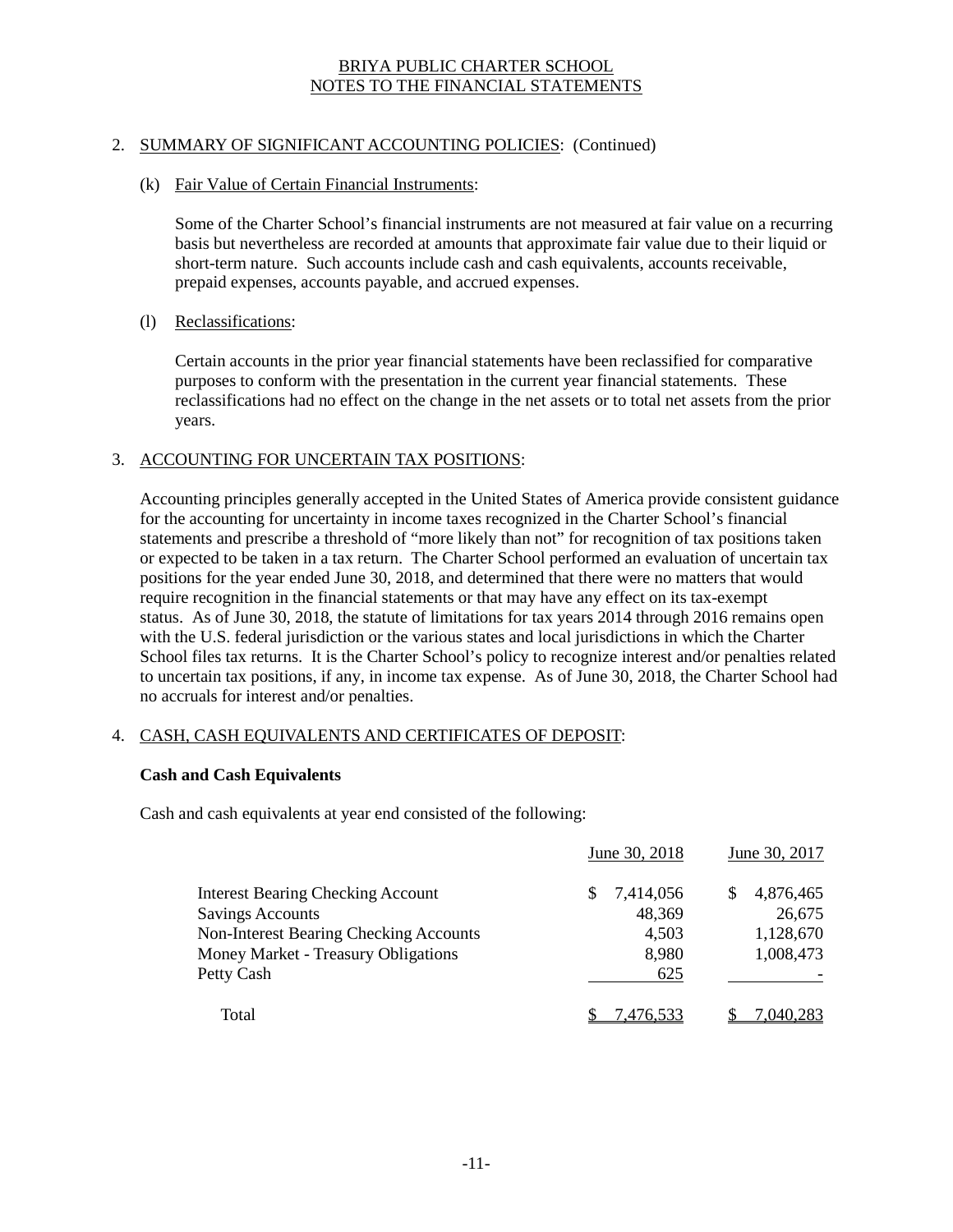BRIYA PUBLIC CHARTER SCHOOL
NOTES TO THE FINANCIAL STATEMENTS

## 2. SUMMARY OF SIGNIFICANT ACCOUNTING POLICIES: (Continued)

### (k) Fair Value of Certain Financial Instruments:

Some of the Charter School's financial instruments are not measured at fair value on a recurring basis but nevertheless are recorded at amounts that approximate fair value due to their liquid or short-term nature. Such accounts include cash and cash equivalents, accounts receivable, prepaid expenses, accounts payable, and accrued expenses.

### (l) Reclassifications:

Certain accounts in the prior year financial statements have been reclassified for comparative purposes to conform with the presentation in the current year financial statements. These reclassifications had no effect on the change in the net assets or to total net assets from the prior years.

## 3. ACCOUNTING FOR UNCERTAIN TAX POSITIONS:

Accounting principles generally accepted in the United States of America provide consistent guidance for the accounting for uncertainty in income taxes recognized in the Charter School's financial statements and prescribe a threshold of "more likely than not" for recognition of tax positions taken or expected to be taken in a tax return. The Charter School performed an evaluation of uncertain tax positions for the year ended June 30, 2018, and determined that there were no matters that would require recognition in the financial statements or that may have any effect on its tax-exempt status. As of June 30, 2018, the statute of limitations for tax years 2014 through 2016 remains open with the U.S. federal jurisdiction or the various states and local jurisdictions in which the Charter School files tax returns. It is the Charter School's policy to recognize interest and/or penalties related to uncertain tax positions, if any, in income tax expense. As of June 30, 2018, the Charter School had no accruals for interest and/or penalties.

## 4. CASH, CASH EQUIVALENTS AND CERTIFICATES OF DEPOSIT:

**Cash and Cash Equivalents**

Cash and cash equivalents at year end consisted of the following:

| | June 30, 2018 | June 30, 2017 |
|---|---|---|
| Interest Bearing Checking Account | $ 7,414,056 | $ 4,876,465 |
| Savings Accounts | 48,369 | 26,675 |
| Non-Interest Bearing Checking Accounts | 4,503 | 1,128,670 |
| Money Market - Treasury Obligations | 8,980 | 1,008,473 |
| Petty Cash | 625 | - |
| Total | $ 7,476,533 | $ 7,040,283 |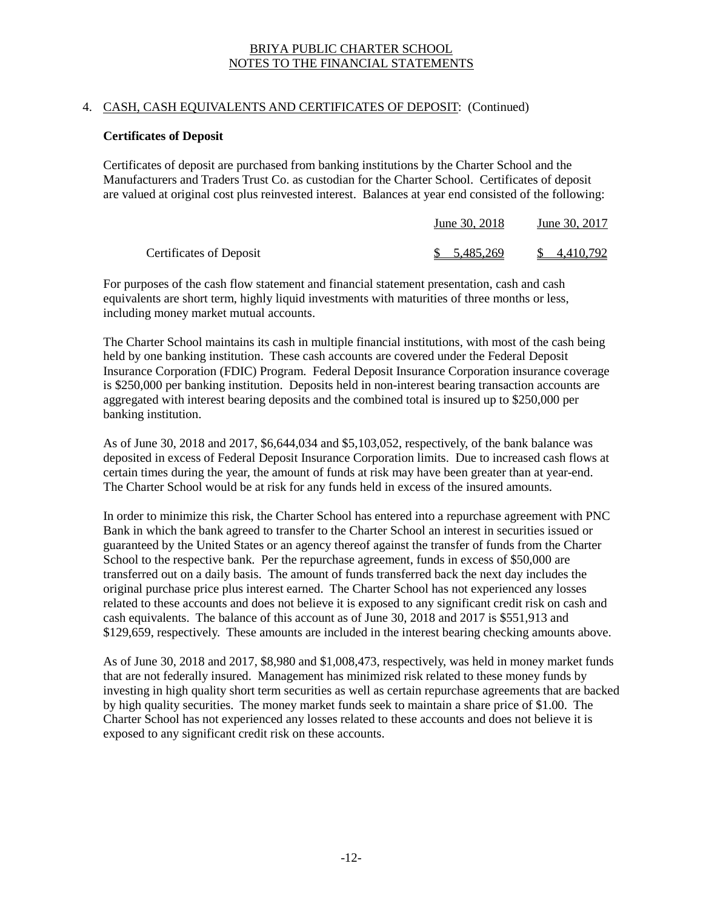## 4. CASH, CASH EQUIVALENTS AND CERTIFICATES OF DEPOSIT: (Continued)

### Certificates of Deposit

Certificates of deposit are purchased from banking institutions by the Charter School and the Manufacturers and Traders Trust Co. as custodian for the Charter School. Certificates of deposit are valued at original cost plus reinvested interest. Balances at year end consisted of the following:

| | June 30, 2018 | June 30, 2017 |
|---|---|---|
| Certificates of Deposit | $ 5,485,269 | $ 4,410,792 |

For purposes of the cash flow statement and financial statement presentation, cash and cash equivalents are short term, highly liquid investments with maturities of three months or less, including money market mutual accounts.

The Charter School maintains its cash in multiple financial institutions, with most of the cash being held by one banking institution. These cash accounts are covered under the Federal Deposit Insurance Corporation (FDIC) Program. Federal Deposit Insurance Corporation insurance coverage is $250,000 per banking institution. Deposits held in non-interest bearing transaction accounts are aggregated with interest bearing deposits and the combined total is insured up to $250,000 per banking institution.

As of June 30, 2018 and 2017, $6,644,034 and $5,103,052, respectively, of the bank balance was deposited in excess of Federal Deposit Insurance Corporation limits. Due to increased cash flows at certain times during the year, the amount of funds at risk may have been greater than at year-end. The Charter School would be at risk for any funds held in excess of the insured amounts.

In order to minimize this risk, the Charter School has entered into a repurchase agreement with PNC Bank in which the bank agreed to transfer to the Charter School an interest in securities issued or guaranteed by the United States or an agency thereof against the transfer of funds from the Charter School to the respective bank. Per the repurchase agreement, funds in excess of $50,000 are transferred out on a daily basis. The amount of funds transferred back the next day includes the original purchase price plus interest earned. The Charter School has not experienced any losses related to these accounts and does not believe it is exposed to any significant credit risk on cash and cash equivalents. The balance of this account as of June 30, 2018 and 2017 is $551,913 and $129,659, respectively. These amounts are included in the interest bearing checking amounts above.

As of June 30, 2018 and 2017, $8,980 and $1,008,473, respectively, was held in money market funds that are not federally insured. Management has minimized risk related to these money funds by investing in high quality short term securities as well as certain repurchase agreements that are backed by high quality securities. The money market funds seek to maintain a share price of $1.00. The Charter School has not experienced any losses related to these accounts and does not believe it is exposed to any significant credit risk on these accounts.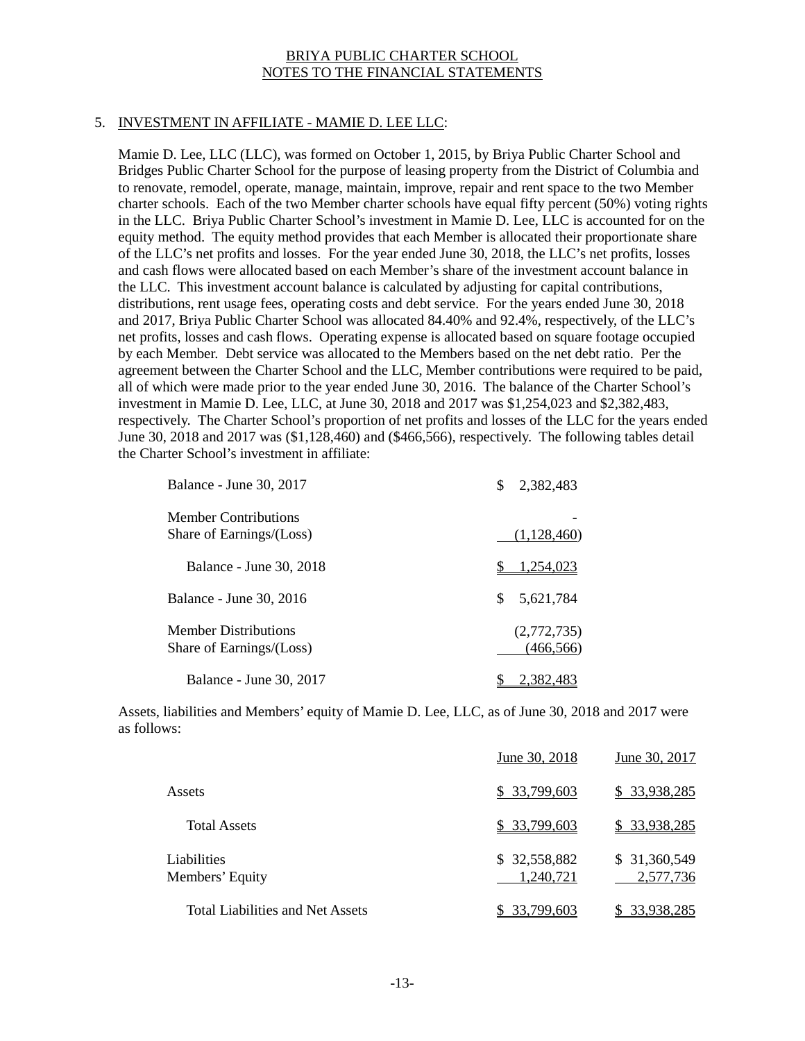BRIYA PUBLIC CHARTER SCHOOL
NOTES TO THE FINANCIAL STATEMENTS

## 5. INVESTMENT IN AFFILIATE - MAMIE D. LEE LLC:

Mamie D. Lee, LLC (LLC), was formed on October 1, 2015, by Briya Public Charter School and Bridges Public Charter School for the purpose of leasing property from the District of Columbia and to renovate, remodel, operate, manage, maintain, improve, repair and rent space to the two Member charter schools. Each of the two Member charter schools have equal fifty percent (50%) voting rights in the LLC. Briya Public Charter School's investment in Mamie D. Lee, LLC is accounted for on the equity method. The equity method provides that each Member is allocated their proportionate share of the LLC's net profits and losses. For the year ended June 30, 2018, the LLC's net profits, losses and cash flows were allocated based on each Member's share of the investment account balance in the LLC. This investment account balance is calculated by adjusting for capital contributions, distributions, rent usage fees, operating costs and debt service. For the years ended June 30, 2018 and 2017, Briya Public Charter School was allocated 84.40% and 92.4%, respectively, of the LLC's net profits, losses and cash flows. Operating expense is allocated based on square footage occupied by each Member. Debt service was allocated to the Members based on the net debt ratio. Per the agreement between the Charter School and the LLC, Member contributions were required to be paid, all of which were made prior to the year ended June 30, 2016. The balance of the Charter School's investment in Mamie D. Lee, LLC, at June 30, 2018 and 2017 was $1,254,023 and $2,382,483, respectively. The Charter School's proportion of net profits and losses of the LLC for the years ended June 30, 2018 and 2017 was ($1,128,460) and ($466,566), respectively. The following tables detail the Charter School's investment in affiliate:

| | |
|---|---|
| Balance - June 30, 2017 | $ 2,382,483 |
| Member Contributions | - |
| Share of Earnings/(Loss) | (1,128,460) |
| Balance - June 30, 2018 | $ 1,254,023 |
| Balance - June 30, 2016 | $ 5,621,784 |
| Member Distributions | (2,772,735) |
| Share of Earnings/(Loss) | (466,566) |
| Balance - June 30, 2017 | $ 2,382,483 |

Assets, liabilities and Members' equity of Mamie D. Lee, LLC, as of June 30, 2018 and 2017 were as follows:

| | June 30, 2018 | June 30, 2017 |
|---|---|---|
| Assets | $ 33,799,603 | $ 33,938,285 |
| Total Assets | $ 33,799,603 | $ 33,938,285 |
| Liabilities | $ 32,558,882 | $ 31,360,549 |
| Members' Equity | 1,240,721 | 2,577,736 |
| Total Liabilities and Net Assets | $ 33,799,603 | $ 33,938,285 |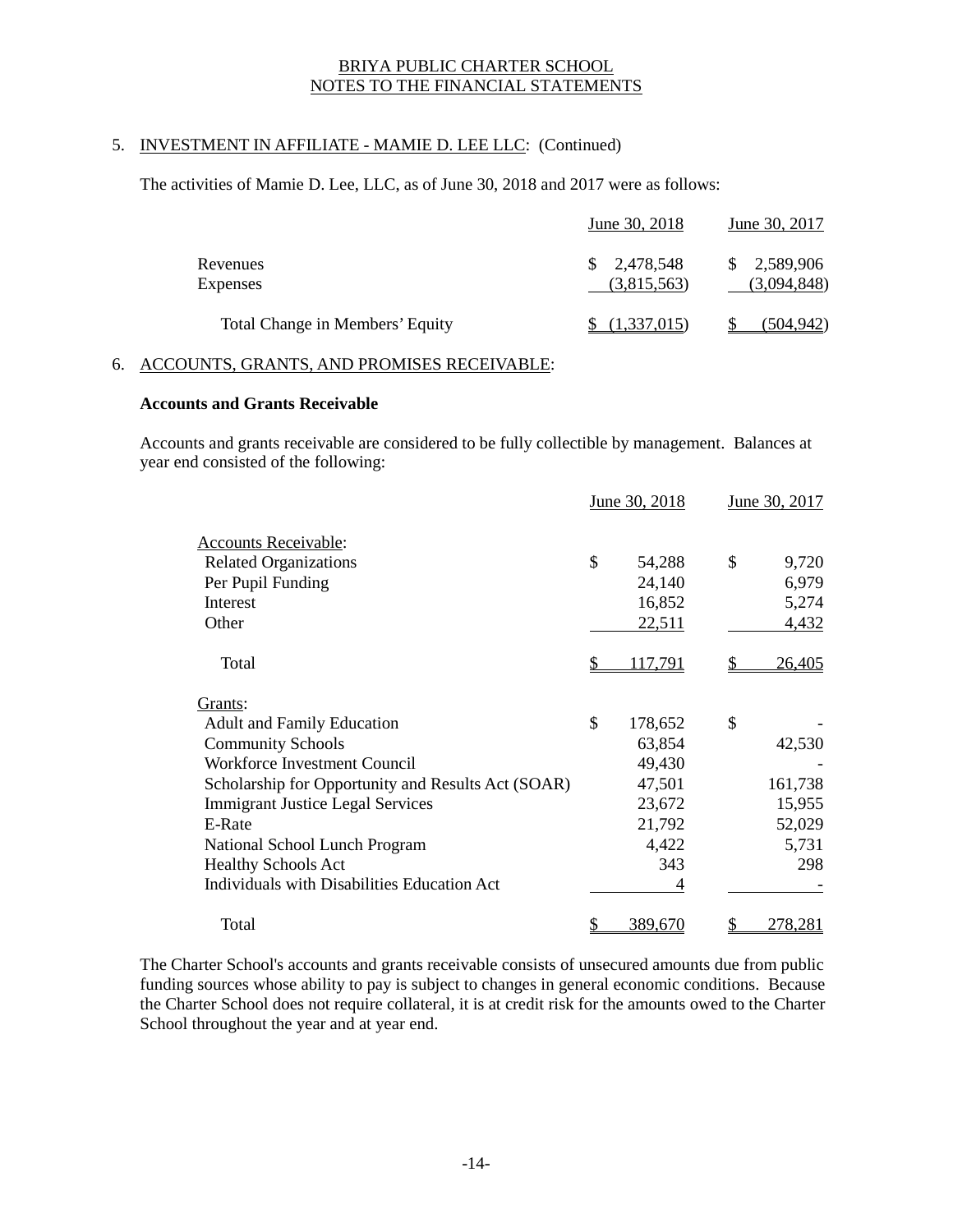BRIYA PUBLIC CHARTER SCHOOL
NOTES TO THE FINANCIAL STATEMENTS

## 5. INVESTMENT IN AFFILIATE - MAMIE D. LEE LLC: (Continued)

The activities of Mamie D. Lee, LLC, as of June 30, 2018 and 2017 were as follows:

| | June 30, 2018 | June 30, 2017 |
|---|---|---|
| Revenues | $ 2,478,548 | $ 2,589,906 |
| Expenses | (3,815,563) | (3,094,848) |
| Total Change in Members' Equity | $ (1,337,015) | $ (504,942) |

## 6. ACCOUNTS, GRANTS, AND PROMISES RECEIVABLE:

**Accounts and Grants Receivable**

Accounts and grants receivable are considered to be fully collectible by management. Balances at year end consisted of the following:

| | June 30, 2018 | June 30, 2017 |
|---|---|---|
| Accounts Receivable: | | |
| Related Organizations | $ 54,288 | $ 9,720 |
| Per Pupil Funding | 24,140 | 6,979 |
| Interest | 16,852 | 5,274 |
| Other | 22,511 | 4,432 |
| Total | $ 117,791 | $ 26,405 |
| Grants: | | |
| Adult and Family Education | $ 178,652 | $ - |
| Community Schools | 63,854 | 42,530 |
| Workforce Investment Council | 49,430 | - |
| Scholarship for Opportunity and Results Act (SOAR) | 47,501 | 161,738 |
| Immigrant Justice Legal Services | 23,672 | 15,955 |
| E-Rate | 21,792 | 52,029 |
| National School Lunch Program | 4,422 | 5,731 |
| Healthy Schools Act | 343 | 298 |
| Individuals with Disabilities Education Act | 4 | - |
| Total | $ 389,670 | $ 278,281 |

The Charter School's accounts and grants receivable consists of unsecured amounts due from public funding sources whose ability to pay is subject to changes in general economic conditions. Because the Charter School does not require collateral, it is at credit risk for the amounts owed to the Charter School throughout the year and at year end.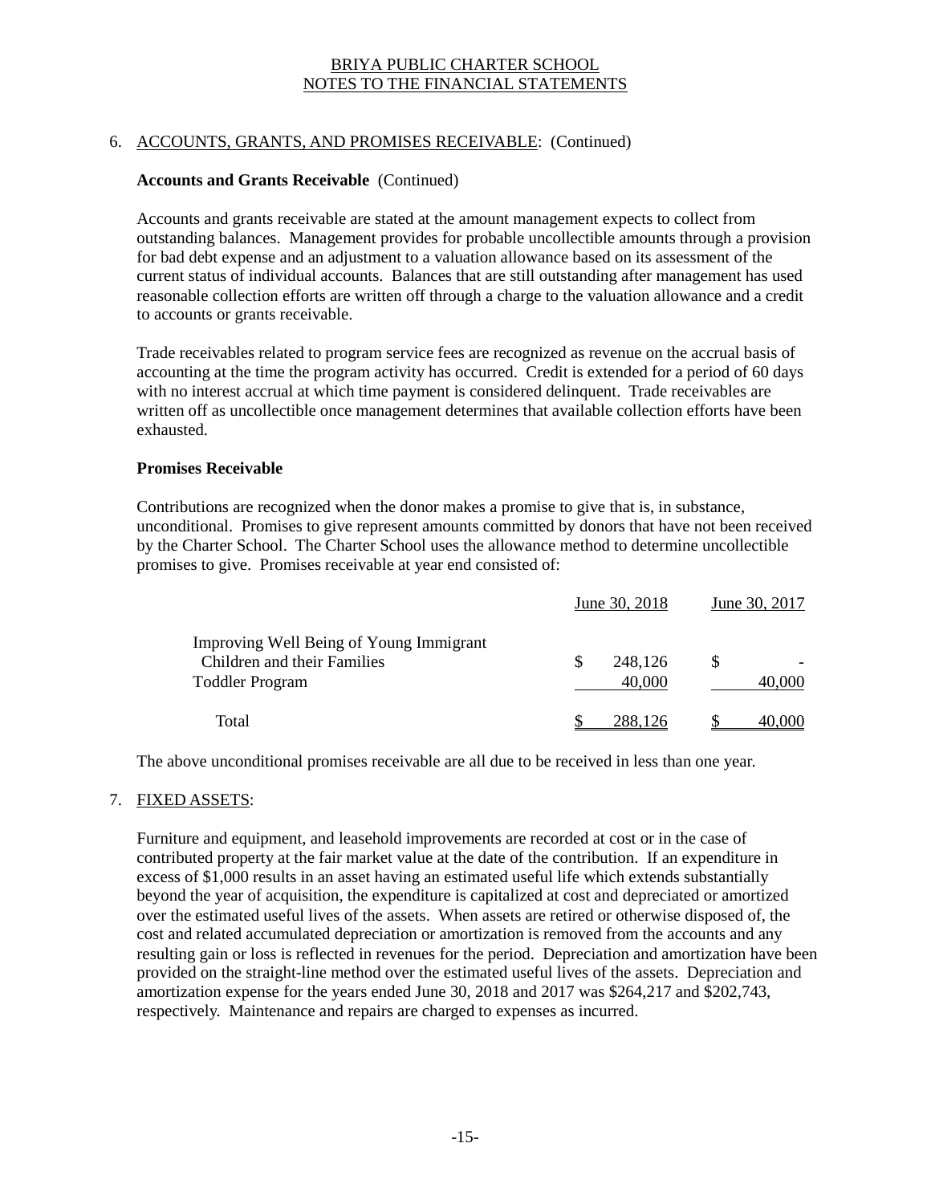BRIYA PUBLIC CHARTER SCHOOL
NOTES TO THE FINANCIAL STATEMENTS

## 6. ACCOUNTS, GRANTS, AND PROMISES RECEIVABLE: (Continued)

**Accounts and Grants Receivable** (Continued)

Accounts and grants receivable are stated at the amount management expects to collect from outstanding balances. Management provides for probable uncollectible amounts through a provision for bad debt expense and an adjustment to a valuation allowance based on its assessment of the current status of individual accounts. Balances that are still outstanding after management has used reasonable collection efforts are written off through a charge to the valuation allowance and a credit to accounts or grants receivable.

Trade receivables related to program service fees are recognized as revenue on the accrual basis of accounting at the time the program activity has occurred. Credit is extended for a period of 60 days with no interest accrual at which time payment is considered delinquent. Trade receivables are written off as uncollectible once management determines that available collection efforts have been exhausted.

**Promises Receivable**

Contributions are recognized when the donor makes a promise to give that is, in substance, unconditional. Promises to give represent amounts committed by donors that have not been received by the Charter School. The Charter School uses the allowance method to determine uncollectible promises to give. Promises receivable at year end consisted of:

| | June 30, 2018 | June 30, 2017 |
|---|---|---|
| Improving Well Being of Young Immigrant Children and their Families | $ 248,126 | $ - |
| Toddler Program | 40,000 | 40,000 |
| Total | $ 288,126 | $ 40,000 |

The above unconditional promises receivable are all due to be received in less than one year.

## 7. FIXED ASSETS:

Furniture and equipment, and leasehold improvements are recorded at cost or in the case of contributed property at the fair market value at the date of the contribution. If an expenditure in excess of $1,000 results in an asset having an estimated useful life which extends substantially beyond the year of acquisition, the expenditure is capitalized at cost and depreciated or amortized over the estimated useful lives of the assets. When assets are retired or otherwise disposed of, the cost and related accumulated depreciation or amortization is removed from the accounts and any resulting gain or loss is reflected in revenues for the period. Depreciation and amortization have been provided on the straight-line method over the estimated useful lives of the assets. Depreciation and amortization expense for the years ended June 30, 2018 and 2017 was $264,217 and $202,743, respectively. Maintenance and repairs are charged to expenses as incurred.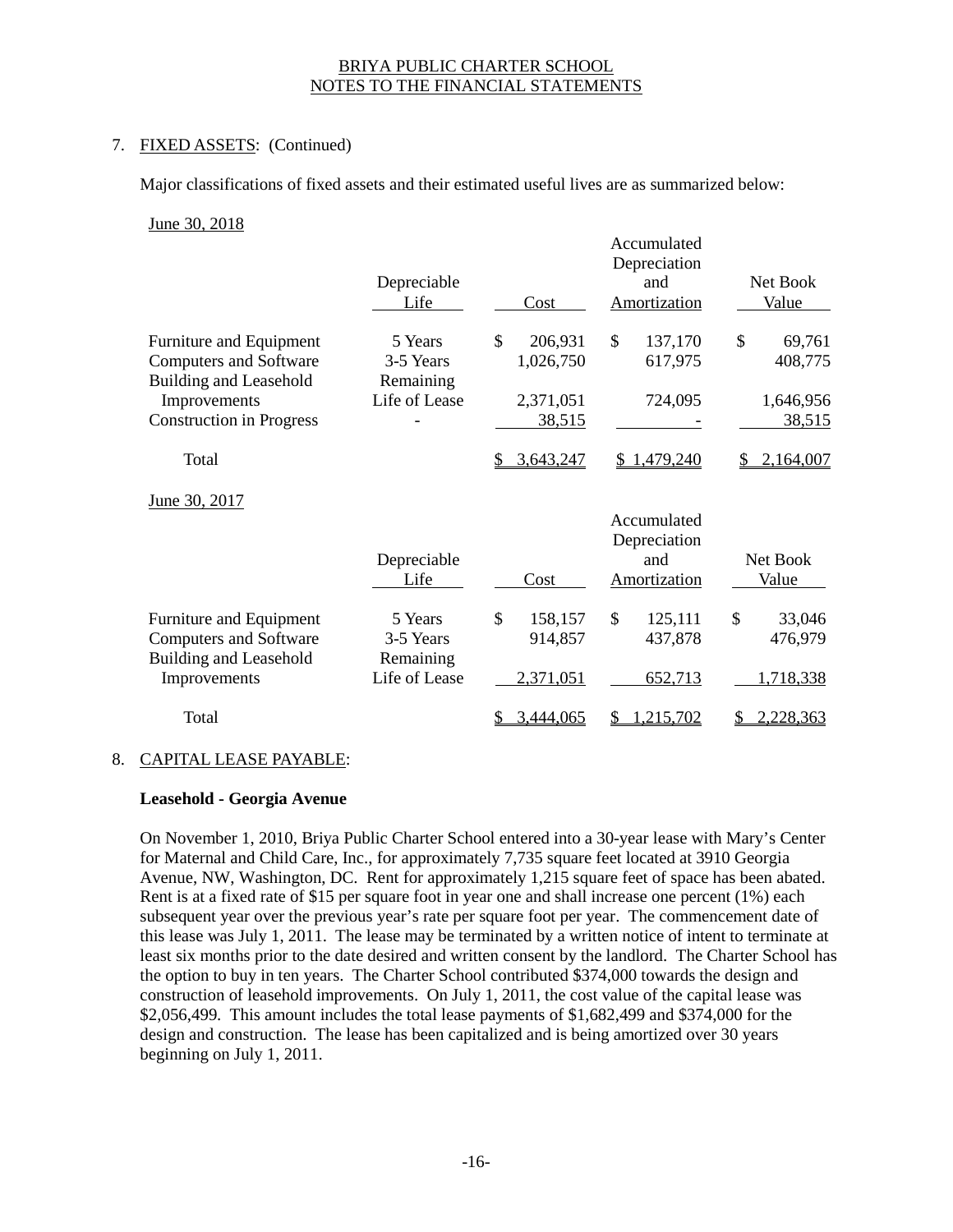BRIYA PUBLIC CHARTER SCHOOL
NOTES TO THE FINANCIAL STATEMENTS

7. FIXED ASSETS: (Continued)

Major classifications of fixed assets and their estimated useful lives are as summarized below:

June 30, 2018

| | Depreciable Life | Cost | Accumulated Depreciation and Amortization | Net Book Value |
|---|---|---|---|---|
| Furniture and Equipment | 5 Years | $ 206,931 | $ 137,170 | $ 69,761 |
| Computers and Software | 3-5 Years | 1,026,750 | 617,975 | 408,775 |
| Building and Leasehold Improvements | Remaining Life of Lease | 2,371,051 | 724,095 | 1,646,956 |
| Construction in Progress | - | 38,515 | - | 38,515 |
| Total | | $ 3,643,247 | $ 1,479,240 | $ 2,164,007 |

June 30, 2017

| | Depreciable Life | Cost | Accumulated Depreciation and Amortization | Net Book Value |
|---|---|---|---|---|
| Furniture and Equipment | 5 Years | $ 158,157 | $ 125,111 | $ 33,046 |
| Computers and Software | 3-5 Years | 914,857 | 437,878 | 476,979 |
| Building and Leasehold Improvements | Remaining Life of Lease | 2,371,051 | 652,713 | 1,718,338 |
| Total | | $ 3,444,065 | $ 1,215,702 | $ 2,228,363 |

8. CAPITAL LEASE PAYABLE:

**Leasehold - Georgia Avenue**

On November 1, 2010, Briya Public Charter School entered into a 30-year lease with Mary's Center for Maternal and Child Care, Inc., for approximately 7,735 square feet located at 3910 Georgia Avenue, NW, Washington, DC. Rent for approximately 1,215 square feet of space has been abated. Rent is at a fixed rate of $15 per square foot in year one and shall increase one percent (1%) each subsequent year over the previous year's rate per square foot per year. The commencement date of this lease was July 1, 2011. The lease may be terminated by a written notice of intent to terminate at least six months prior to the date desired and written consent by the landlord. The Charter School has the option to buy in ten years. The Charter School contributed $374,000 towards the design and construction of leasehold improvements. On July 1, 2011, the cost value of the capital lease was $2,056,499. This amount includes the total lease payments of $1,682,499 and $374,000 for the design and construction. The lease has been capitalized and is being amortized over 30 years beginning on July 1, 2011.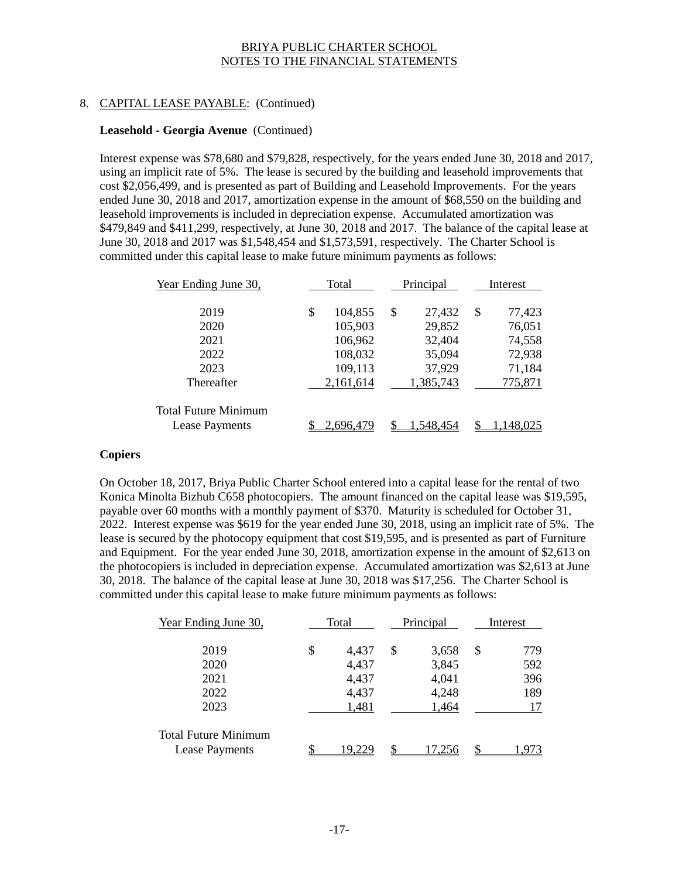## 8. CAPITAL LEASE PAYABLE: (Continued)

**Leasehold - Georgia Avenue** (Continued)

Interest expense was $78,680 and $79,828, respectively, for the years ended June 30, 2018 and 2017, using an implicit rate of 5%. The lease is secured by the building and leasehold improvements that cost $2,056,499, and is presented as part of Building and Leasehold Improvements. For the years ended June 30, 2018 and 2017, amortization expense in the amount of $68,550 on the building and leasehold improvements is included in depreciation expense. Accumulated amortization was $479,849 and $411,299, respectively, at June 30, 2018 and 2017. The balance of the capital lease at June 30, 2018 and 2017 was $1,548,454 and $1,573,591, respectively. The Charter School is committed under this capital lease to make future minimum payments as follows:

| Year Ending June 30, | Total | Principal | Interest |
|---|---|---|---|
| 2019 | $ 104,855 | $ 27,432 | $ 77,423 |
| 2020 | 105,903 | 29,852 | 76,051 |
| 2021 | 106,962 | 32,404 | 74,558 |
| 2022 | 108,032 | 35,094 | 72,938 |
| 2023 | 109,113 | 37,929 | 71,184 |
| Thereafter | 2,161,614 | 1,385,743 | 775,871 |
| Total Future Minimum Lease Payments | $ 2,696,479 | $ 1,548,454 | $ 1,148,025 |

**Copiers**

On October 18, 2017, Briya Public Charter School entered into a capital lease for the rental of two Konica Minolta Bizhub C658 photocopiers. The amount financed on the capital lease was $19,595, payable over 60 months with a monthly payment of $370. Maturity is scheduled for October 31, 2022. Interest expense was $619 for the year ended June 30, 2018, using an implicit rate of 5%. The lease is secured by the photocopy equipment that cost $19,595, and is presented as part of Furniture and Equipment. For the year ended June 30, 2018, amortization expense in the amount of $2,613 on the photocopiers is included in depreciation expense. Accumulated amortization was $2,613 at June 30, 2018. The balance of the capital lease at June 30, 2018 was $17,256. The Charter School is committed under this capital lease to make future minimum payments as follows:

| Year Ending June 30, | Total | Principal | Interest |
|---|---|---|---|
| 2019 | $ 4,437 | $ 3,658 | $ 779 |
| 2020 | 4,437 | 3,845 | 592 |
| 2021 | 4,437 | 4,041 | 396 |
| 2022 | 4,437 | 4,248 | 189 |
| 2023 | 1,481 | 1,464 | 17 |
| Total Future Minimum Lease Payments | $ 19,229 | $ 17,256 | $ 1,973 |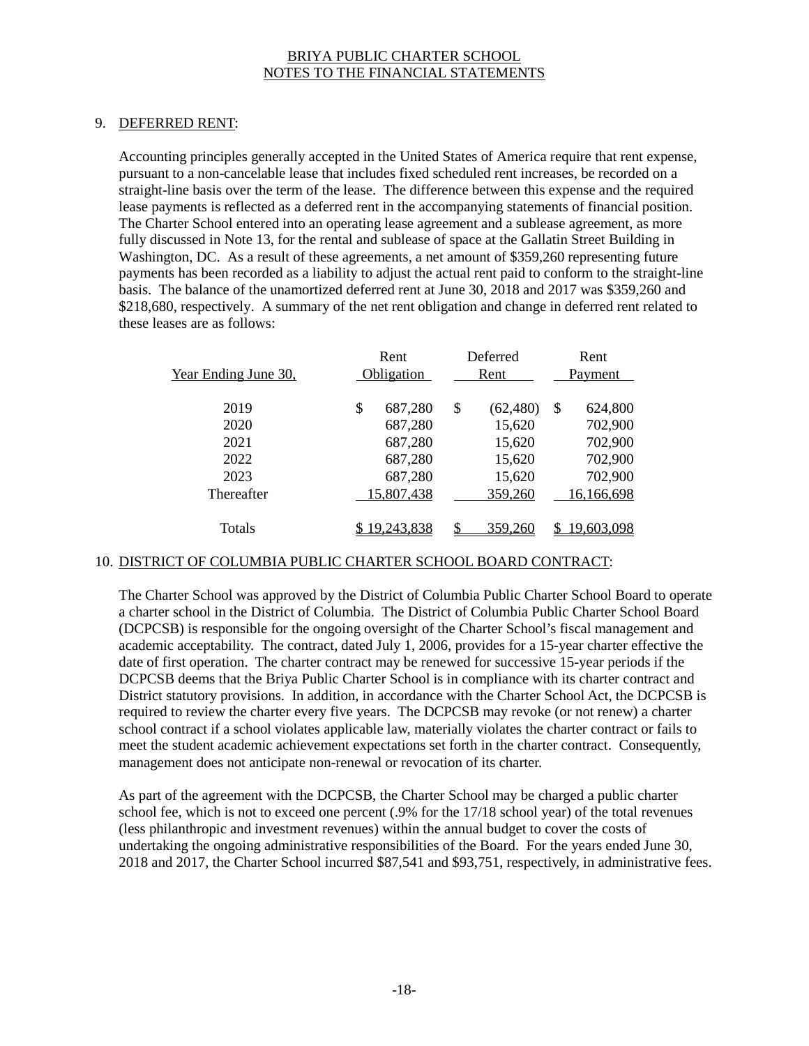BRIYA PUBLIC CHARTER SCHOOL
NOTES TO THE FINANCIAL STATEMENTS

## 9. DEFERRED RENT:

Accounting principles generally accepted in the United States of America require that rent expense, pursuant to a non-cancelable lease that includes fixed scheduled rent increases, be recorded on a straight-line basis over the term of the lease. The difference between this expense and the required lease payments is reflected as a deferred rent in the accompanying statements of financial position. The Charter School entered into an operating lease agreement and a sublease agreement, as more fully discussed in Note 13, for the rental and sublease of space at the Gallatin Street Building in Washington, DC. As a result of these agreements, a net amount of $359,260 representing future payments has been recorded as a liability to adjust the actual rent paid to conform to the straight-line basis. The balance of the unamortized deferred rent at June 30, 2018 and 2017 was $359,260 and $218,680, respectively. A summary of the net rent obligation and change in deferred rent related to these leases are as follows:

| Year Ending June 30, | Rent Obligation | Deferred Rent | Rent Payment |
|---|---|---|---|
| 2019 | $ 687,280 | $ (62,480) | $ 624,800 |
| 2020 | 687,280 | 15,620 | 702,900 |
| 2021 | 687,280 | 15,620 | 702,900 |
| 2022 | 687,280 | 15,620 | 702,900 |
| 2023 | 687,280 | 15,620 | 702,900 |
| Thereafter | 15,807,438 | 359,260 | 16,166,698 |
| Totals | $ 19,243,838 | $ 359,260 | $ 19,603,098 |

## 10. DISTRICT OF COLUMBIA PUBLIC CHARTER SCHOOL BOARD CONTRACT:

The Charter School was approved by the District of Columbia Public Charter School Board to operate a charter school in the District of Columbia. The District of Columbia Public Charter School Board (DCPCSB) is responsible for the ongoing oversight of the Charter School's fiscal management and academic acceptability. The contract, dated July 1, 2006, provides for a 15-year charter effective the date of first operation. The charter contract may be renewed for successive 15-year periods if the DCPCSB deems that the Briya Public Charter School is in compliance with its charter contract and District statutory provisions. In addition, in accordance with the Charter School Act, the DCPCSB is required to review the charter every five years. The DCPCSB may revoke (or not renew) a charter school contract if a school violates applicable law, materially violates the charter contract or fails to meet the student academic achievement expectations set forth in the charter contract. Consequently, management does not anticipate non-renewal or revocation of its charter.

As part of the agreement with the DCPCSB, the Charter School may be charged a public charter school fee, which is not to exceed one percent (.9% for the 17/18 school year) of the total revenues (less philanthropic and investment revenues) within the annual budget to cover the costs of undertaking the ongoing administrative responsibilities of the Board. For the years ended June 30, 2018 and 2017, the Charter School incurred $87,541 and $93,751, respectively, in administrative fees.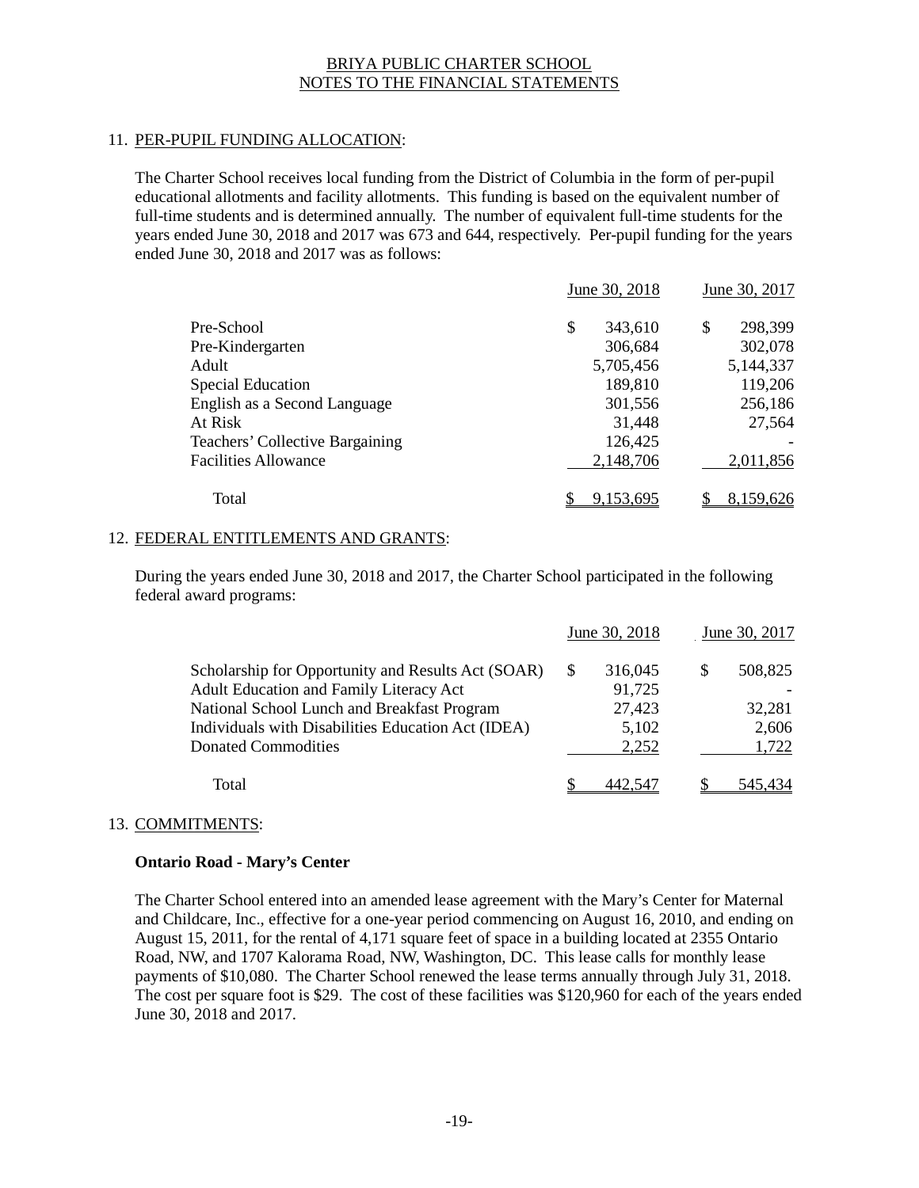## 11. PER-PUPIL FUNDING ALLOCATION:

The Charter School receives local funding from the District of Columbia in the form of per-pupil educational allotments and facility allotments. This funding is based on the equivalent number of full-time students and is determined annually. The number of equivalent full-time students for the years ended June 30, 2018 and 2017 was 673 and 644, respectively. Per-pupil funding for the years ended June 30, 2018 and 2017 was as follows:

| | June 30, 2018 | June 30, 2017 |
|---|---|---|
| Pre-School | $ 343,610 | $ 298,399 |
| Pre-Kindergarten | 306,684 | 302,078 |
| Adult | 5,705,456 | 5,144,337 |
| Special Education | 189,810 | 119,206 |
| English as a Second Language | 301,556 | 256,186 |
| At Risk | 31,448 | 27,564 |
| Teachers' Collective Bargaining | 126,425 | - |
| Facilities Allowance | 2,148,706 | 2,011,856 |
| Total | $ 9,153,695 | $ 8,159,626 |

## 12. FEDERAL ENTITLEMENTS AND GRANTS:

During the years ended June 30, 2018 and 2017, the Charter School participated in the following federal award programs:

| | June 30, 2018 | June 30, 2017 |
|---|---|---|
| Scholarship for Opportunity and Results Act (SOAR) | $ 316,045 | $ 508,825 |
| Adult Education and Family Literacy Act | 91,725 | - |
| National School Lunch and Breakfast Program | 27,423 | 32,281 |
| Individuals with Disabilities Education Act (IDEA) | 5,102 | 2,606 |
| Donated Commodities | 2,252 | 1,722 |
| Total | $ 442,547 | $ 545,434 |

## 13. COMMITMENTS:

**Ontario Road - Mary's Center**

The Charter School entered into an amended lease agreement with the Mary's Center for Maternal and Childcare, Inc., effective for a one-year period commencing on August 16, 2010, and ending on August 15, 2011, for the rental of 4,171 square feet of space in a building located at 2355 Ontario Road, NW, and 1707 Kalorama Road, NW, Washington, DC. This lease calls for monthly lease payments of $10,080. The Charter School renewed the lease terms annually through July 31, 2018. The cost per square foot is $29. The cost of these facilities was $120,960 for each of the years ended June 30, 2018 and 2017.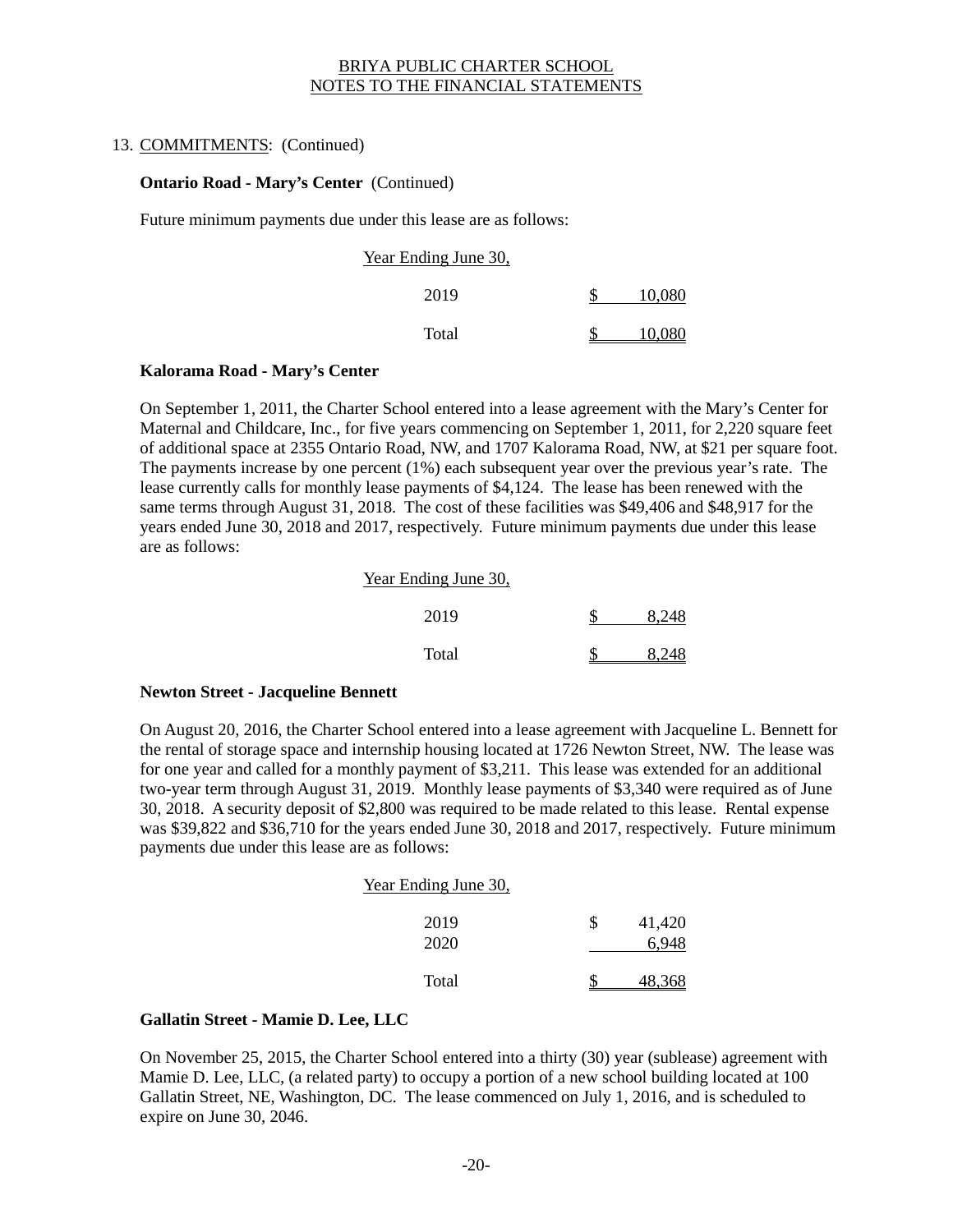13. COMMITMENTS: (Continued)

**Ontario Road - Mary's Center** (Continued)

Future minimum payments due under this lease are as follows:

| Year Ending June 30, | |
|---|---|
| 2019 | $ 10,080 |
| Total | $ 10,080 |

**Kalorama Road - Mary's Center**

On September 1, 2011, the Charter School entered into a lease agreement with the Mary's Center for Maternal and Childcare, Inc., for five years commencing on September 1, 2011, for 2,220 square feet of additional space at 2355 Ontario Road, NW, and 1707 Kalorama Road, NW, at $21 per square foot. The payments increase by one percent (1%) each subsequent year over the previous year's rate. The lease currently calls for monthly lease payments of $4,124. The lease has been renewed with the same terms through August 31, 2018. The cost of these facilities was $49,406 and $48,917 for the years ended June 30, 2018 and 2017, respectively. Future minimum payments due under this lease are as follows:

| Year Ending June 30, | |
|---|---|
| 2019 | $ 8,248 |
| Total | $ 8,248 |

**Newton Street - Jacqueline Bennett**

On August 20, 2016, the Charter School entered into a lease agreement with Jacqueline L. Bennett for the rental of storage space and internship housing located at 1726 Newton Street, NW. The lease was for one year and called for a monthly payment of $3,211. This lease was extended for an additional two-year term through August 31, 2019. Monthly lease payments of $3,340 were required as of June 30, 2018. A security deposit of $2,800 was required to be made related to this lease. Rental expense was $39,822 and $36,710 for the years ended June 30, 2018 and 2017, respectively. Future minimum payments due under this lease are as follows:

| Year Ending June 30, | |
|---|---|
| 2019 | $ 41,420 |
| 2020 | 6,948 |
| Total | $ 48,368 |

**Gallatin Street - Mamie D. Lee, LLC**

On November 25, 2015, the Charter School entered into a thirty (30) year (sublease) agreement with Mamie D. Lee, LLC, (a related party) to occupy a portion of a new school building located at 100 Gallatin Street, NE, Washington, DC. The lease commenced on July 1, 2016, and is scheduled to expire on June 30, 2046.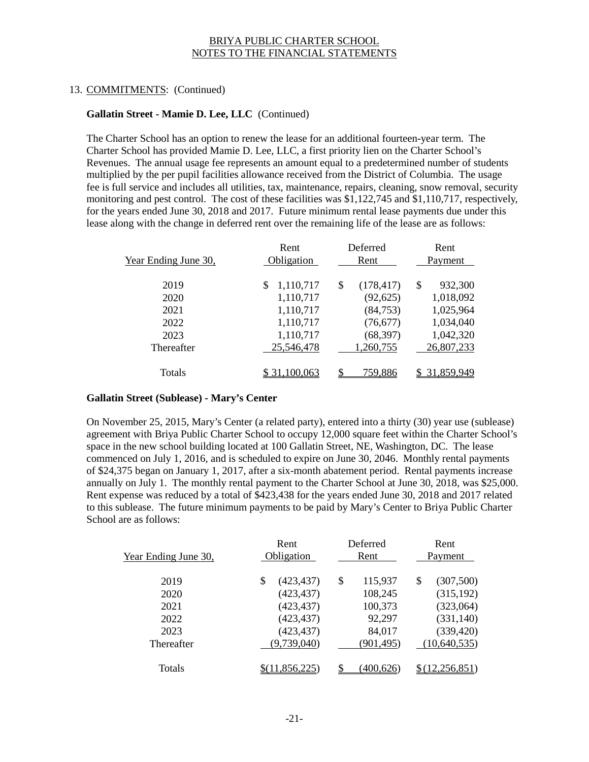13. COMMITMENTS: (Continued)

**Gallatin Street - Mamie D. Lee, LLC** (Continued)

The Charter School has an option to renew the lease for an additional fourteen-year term. The Charter School has provided Mamie D. Lee, LLC, a first priority lien on the Charter School's Revenues. The annual usage fee represents an amount equal to a predetermined number of students multiplied by the per pupil facilities allowance received from the District of Columbia. The usage fee is full service and includes all utilities, tax, maintenance, repairs, cleaning, snow removal, security monitoring and pest control. The cost of these facilities was $1,122,745 and $1,110,717, respectively, for the years ended June 30, 2018 and 2017. Future minimum rental lease payments due under this lease along with the change in deferred rent over the remaining life of the lease are as follows:

| Year Ending June 30, | Rent Obligation | Deferred Rent | Rent Payment |
|---|---|---|---|
| 2019 | $ 1,110,717 | $ (178,417) | $ 932,300 |
| 2020 | 1,110,717 | (92,625) | 1,018,092 |
| 2021 | 1,110,717 | (84,753) | 1,025,964 |
| 2022 | 1,110,717 | (76,677) | 1,034,040 |
| 2023 | 1,110,717 | (68,397) | 1,042,320 |
| Thereafter | 25,546,478 | 1,260,755 | 26,807,233 |
| Totals | $ 31,100,063 | $ 759,886 | $ 31,859,949 |

**Gallatin Street (Sublease) - Mary's Center**

On November 25, 2015, Mary's Center (a related party), entered into a thirty (30) year use (sublease) agreement with Briya Public Charter School to occupy 12,000 square feet within the Charter School's space in the new school building located at 100 Gallatin Street, NE, Washington, DC. The lease commenced on July 1, 2016, and is scheduled to expire on June 30, 2046. Monthly rental payments of $24,375 began on January 1, 2017, after a six-month abatement period. Rental payments increase annually on July 1. The monthly rental payment to the Charter School at June 30, 2018, was $25,000. Rent expense was reduced by a total of $423,438 for the years ended June 30, 2018 and 2017 related to this sublease. The future minimum payments to be paid by Mary's Center to Briya Public Charter School are as follows:

| Year Ending June 30, | Rent Obligation | Deferred Rent | Rent Payment |
|---|---|---|---|
| 2019 | $ (423,437) | $ 115,937 | $ (307,500) |
| 2020 | (423,437) | 108,245 | (315,192) |
| 2021 | (423,437) | 100,373 | (323,064) |
| 2022 | (423,437) | 92,297 | (331,140) |
| 2023 | (423,437) | 84,017 | (339,420) |
| Thereafter | (9,739,040) | (901,495) | (10,640,535) |
| Totals | $(11,856,225) | $ (400,626) | $ (12,256,851) |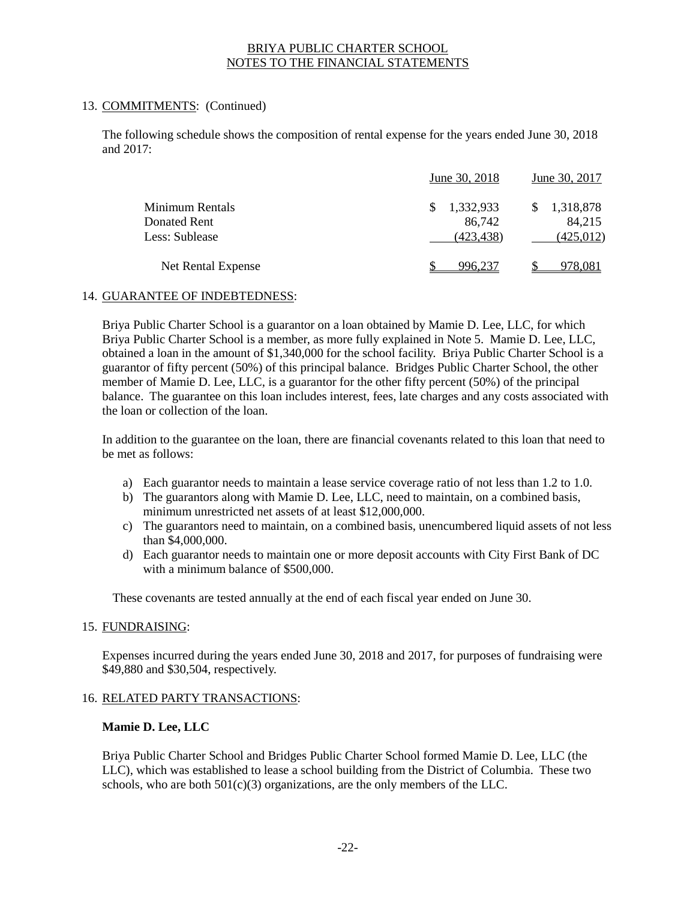BRIYA PUBLIC CHARTER SCHOOL
NOTES TO THE FINANCIAL STATEMENTS

13. COMMITMENTS: (Continued)

The following schedule shows the composition of rental expense for the years ended June 30, 2018 and 2017:

| | June 30, 2018 | June 30, 2017 |
|---|---|---|
| Minimum Rentals | $ 1,332,933 | $ 1,318,878 |
| Donated Rent | 86,742 | 84,215 |
| Less: Sublease | (423,438) | (425,012) |
| Net Rental Expense | $ 996,237 | $ 978,081 |

14. GUARANTEE OF INDEBTEDNESS:

Briya Public Charter School is a guarantor on a loan obtained by Mamie D. Lee, LLC, for which Briya Public Charter School is a member, as more fully explained in Note 5. Mamie D. Lee, LLC, obtained a loan in the amount of $1,340,000 for the school facility. Briya Public Charter School is a guarantor of fifty percent (50%) of this principal balance. Bridges Public Charter School, the other member of Mamie D. Lee, LLC, is a guarantor for the other fifty percent (50%) of the principal balance. The guarantee on this loan includes interest, fees, late charges and any costs associated with the loan or collection of the loan.

In addition to the guarantee on the loan, there are financial covenants related to this loan that need to be met as follows:

a) Each guarantor needs to maintain a lease service coverage ratio of not less than 1.2 to 1.0.
b) The guarantors along with Mamie D. Lee, LLC, need to maintain, on a combined basis, minimum unrestricted net assets of at least $12,000,000.
c) The guarantors need to maintain, on a combined basis, unencumbered liquid assets of not less than $4,000,000.
d) Each guarantor needs to maintain one or more deposit accounts with City First Bank of DC with a minimum balance of $500,000.

These covenants are tested annually at the end of each fiscal year ended on June 30.

15. FUNDRAISING:

Expenses incurred during the years ended June 30, 2018 and 2017, for purposes of fundraising were $49,880 and $30,504, respectively.

16. RELATED PARTY TRANSACTIONS:

**Mamie D. Lee, LLC**

Briya Public Charter School and Bridges Public Charter School formed Mamie D. Lee, LLC (the LLC), which was established to lease a school building from the District of Columbia. These two schools, who are both 501(c)(3) organizations, are the only members of the LLC.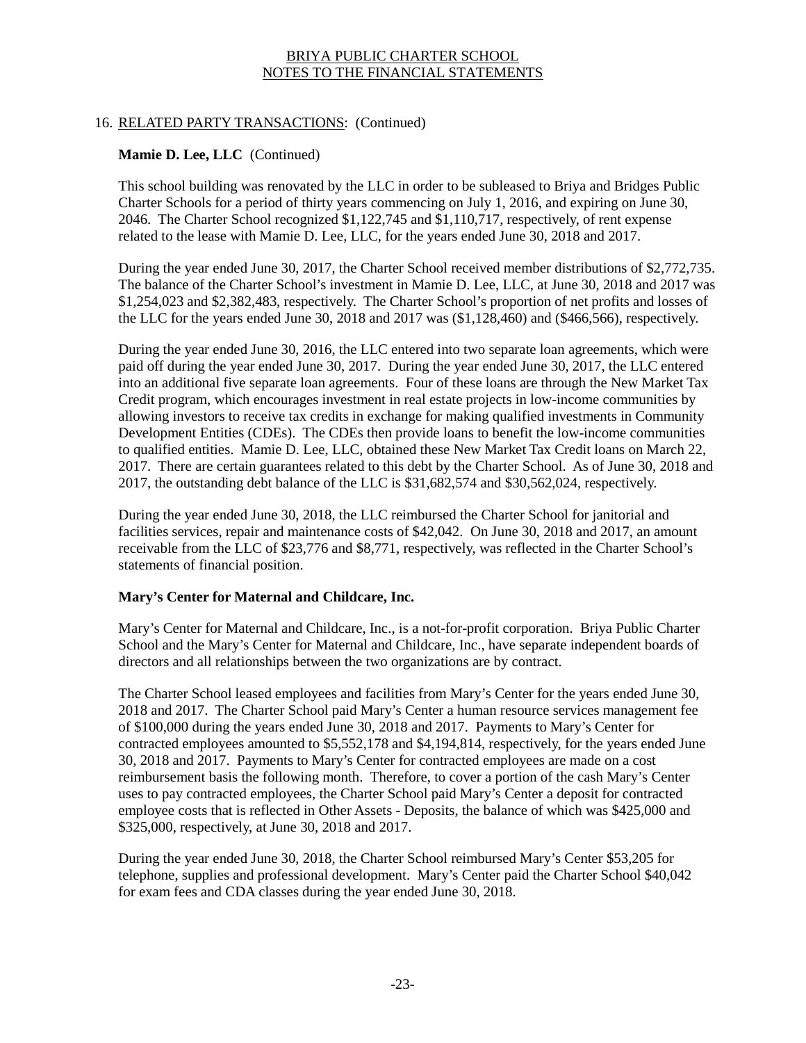## 16. RELATED PARTY TRANSACTIONS: (Continued)

**Mamie D. Lee, LLC** (Continued)

This school building was renovated by the LLC in order to be subleased to Briya and Bridges Public Charter Schools for a period of thirty years commencing on July 1, 2016, and expiring on June 30, 2046. The Charter School recognized $1,122,745 and $1,110,717, respectively, of rent expense related to the lease with Mamie D. Lee, LLC, for the years ended June 30, 2018 and 2017.

During the year ended June 30, 2017, the Charter School received member distributions of $2,772,735. The balance of the Charter School's investment in Mamie D. Lee, LLC, at June 30, 2018 and 2017 was $1,254,023 and $2,382,483, respectively. The Charter School's proportion of net profits and losses of the LLC for the years ended June 30, 2018 and 2017 was ($1,128,460) and ($466,566), respectively.

During the year ended June 30, 2016, the LLC entered into two separate loan agreements, which were paid off during the year ended June 30, 2017. During the year ended June 30, 2017, the LLC entered into an additional five separate loan agreements. Four of these loans are through the New Market Tax Credit program, which encourages investment in real estate projects in low-income communities by allowing investors to receive tax credits in exchange for making qualified investments in Community Development Entities (CDEs). The CDEs then provide loans to benefit the low-income communities to qualified entities. Mamie D. Lee, LLC, obtained these New Market Tax Credit loans on March 22, 2017. There are certain guarantees related to this debt by the Charter School. As of June 30, 2018 and 2017, the outstanding debt balance of the LLC is $31,682,574 and $30,562,024, respectively.

During the year ended June 30, 2018, the LLC reimbursed the Charter School for janitorial and facilities services, repair and maintenance costs of $42,042. On June 30, 2018 and 2017, an amount receivable from the LLC of $23,776 and $8,771, respectively, was reflected in the Charter School's statements of financial position.

**Mary's Center for Maternal and Childcare, Inc.**

Mary's Center for Maternal and Childcare, Inc., is a not-for-profit corporation. Briya Public Charter School and the Mary's Center for Maternal and Childcare, Inc., have separate independent boards of directors and all relationships between the two organizations are by contract.

The Charter School leased employees and facilities from Mary's Center for the years ended June 30, 2018 and 2017. The Charter School paid Mary's Center a human resource services management fee of $100,000 during the years ended June 30, 2018 and 2017. Payments to Mary's Center for contracted employees amounted to $5,552,178 and $4,194,814, respectively, for the years ended June 30, 2018 and 2017. Payments to Mary's Center for contracted employees are made on a cost reimbursement basis the following month. Therefore, to cover a portion of the cash Mary's Center uses to pay contracted employees, the Charter School paid Mary's Center a deposit for contracted employee costs that is reflected in Other Assets - Deposits, the balance of which was $425,000 and $325,000, respectively, at June 30, 2018 and 2017.

During the year ended June 30, 2018, the Charter School reimbursed Mary's Center $53,205 for telephone, supplies and professional development. Mary's Center paid the Charter School $40,042 for exam fees and CDA classes during the year ended June 30, 2018.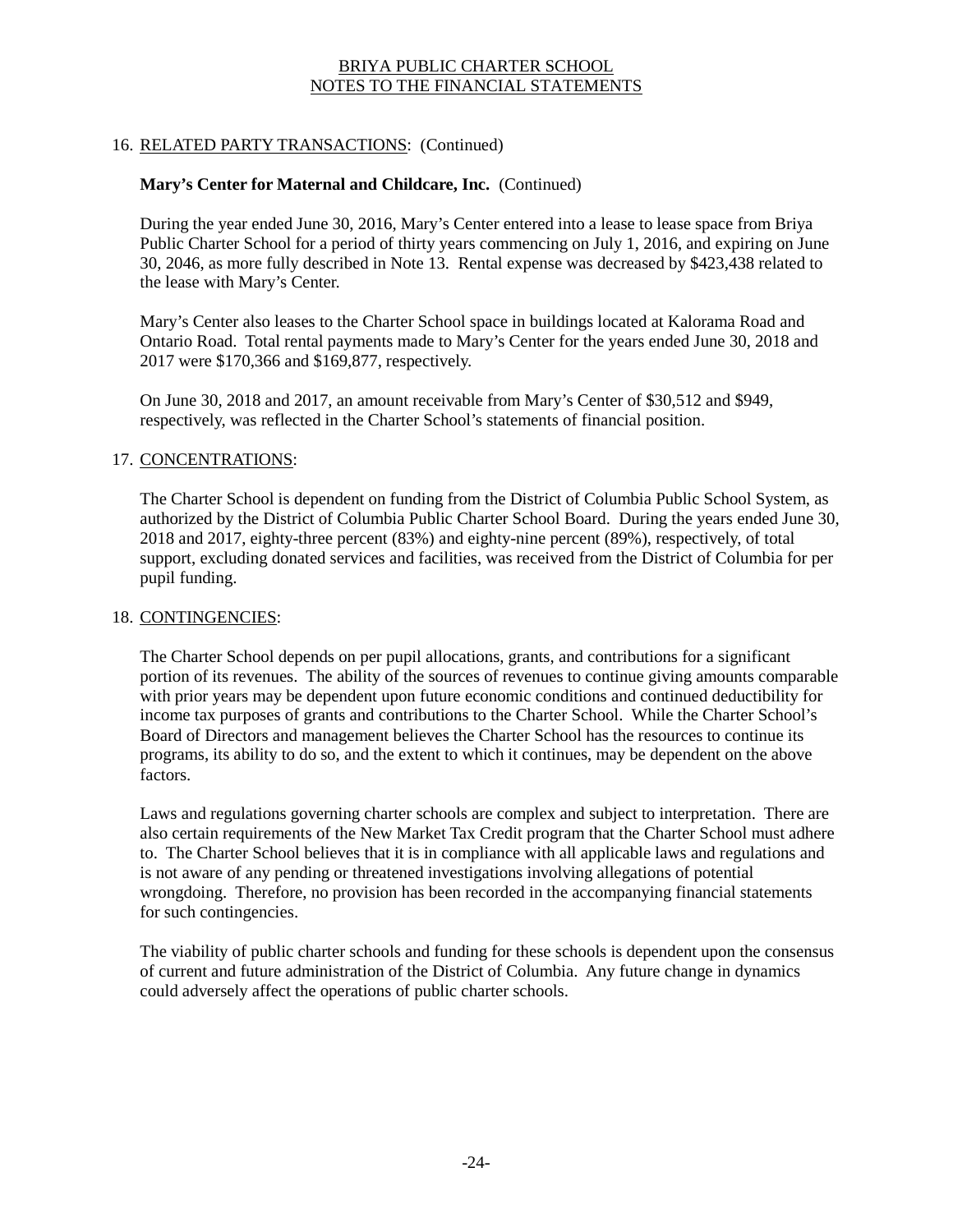## 16. RELATED PARTY TRANSACTIONS: (Continued)

**Mary's Center for Maternal and Childcare, Inc.** (Continued)

During the year ended June 30, 2016, Mary's Center entered into a lease to lease space from Briya Public Charter School for a period of thirty years commencing on July 1, 2016, and expiring on June 30, 2046, as more fully described in Note 13. Rental expense was decreased by $423,438 related to the lease with Mary's Center.

Mary's Center also leases to the Charter School space in buildings located at Kalorama Road and Ontario Road. Total rental payments made to Mary's Center for the years ended June 30, 2018 and 2017 were $170,366 and $169,877, respectively.

On June 30, 2018 and 2017, an amount receivable from Mary's Center of $30,512 and $949, respectively, was reflected in the Charter School's statements of financial position.

## 17. CONCENTRATIONS:

The Charter School is dependent on funding from the District of Columbia Public School System, as authorized by the District of Columbia Public Charter School Board. During the years ended June 30, 2018 and 2017, eighty-three percent (83%) and eighty-nine percent (89%), respectively, of total support, excluding donated services and facilities, was received from the District of Columbia for per pupil funding.

## 18. CONTINGENCIES:

The Charter School depends on per pupil allocations, grants, and contributions for a significant portion of its revenues. The ability of the sources of revenues to continue giving amounts comparable with prior years may be dependent upon future economic conditions and continued deductibility for income tax purposes of grants and contributions to the Charter School. While the Charter School's Board of Directors and management believes the Charter School has the resources to continue its programs, its ability to do so, and the extent to which it continues, may be dependent on the above factors.

Laws and regulations governing charter schools are complex and subject to interpretation. There are also certain requirements of the New Market Tax Credit program that the Charter School must adhere to. The Charter School believes that it is in compliance with all applicable laws and regulations and is not aware of any pending or threatened investigations involving allegations of potential wrongdoing. Therefore, no provision has been recorded in the accompanying financial statements for such contingencies.

The viability of public charter schools and funding for these schools is dependent upon the consensus of current and future administration of the District of Columbia. Any future change in dynamics could adversely affect the operations of public charter schools.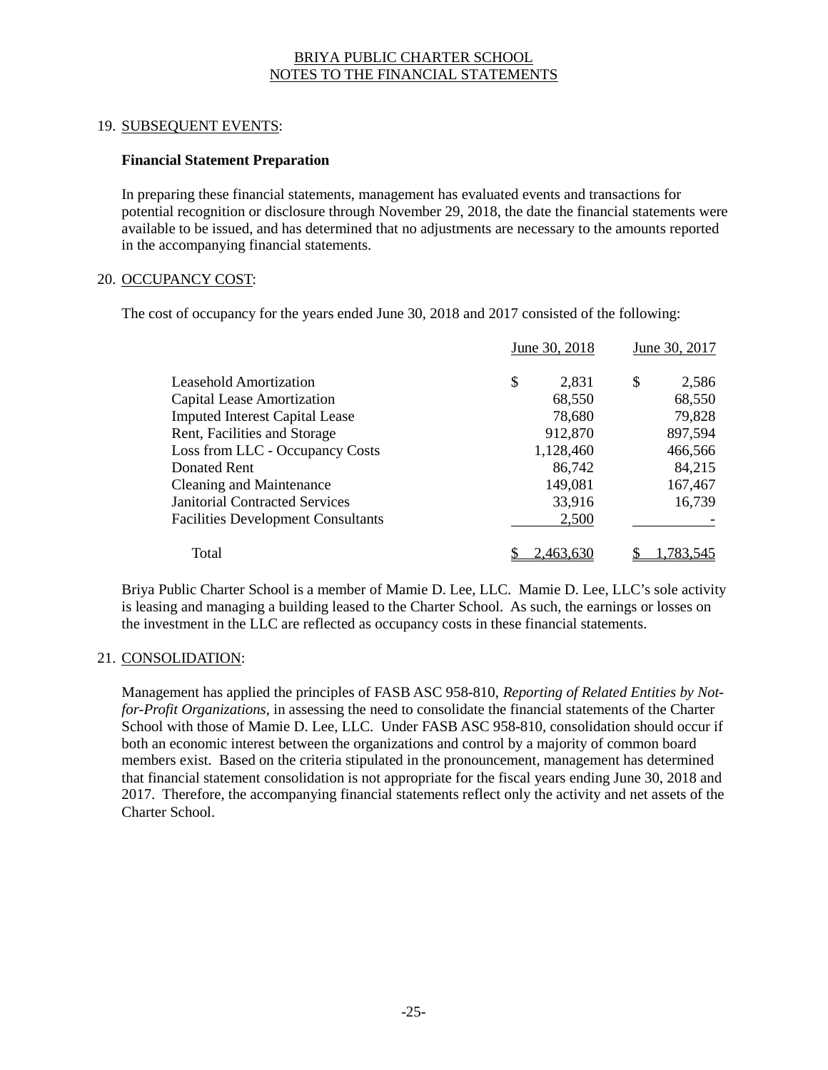## 19. SUBSEQUENT EVENTS:

### Financial Statement Preparation

In preparing these financial statements, management has evaluated events and transactions for potential recognition or disclosure through November 29, 2018, the date the financial statements were available to be issued, and has determined that no adjustments are necessary to the amounts reported in the accompanying financial statements.

## 20. OCCUPANCY COST:

The cost of occupancy for the years ended June 30, 2018 and 2017 consisted of the following:

| | June 30, 2018 | June 30, 2017 |
|---|---|---|
| Leasehold Amortization | $ 2,831 | $ 2,586 |
| Capital Lease Amortization | 68,550 | 68,550 |
| Imputed Interest Capital Lease | 78,680 | 79,828 |
| Rent, Facilities and Storage | 912,870 | 897,594 |
| Loss from LLC - Occupancy Costs | 1,128,460 | 466,566 |
| Donated Rent | 86,742 | 84,215 |
| Cleaning and Maintenance | 149,081 | 167,467 |
| Janitorial Contracted Services | 33,916 | 16,739 |
| Facilities Development Consultants | 2,500 | - |
| Total | $ 2,463,630 | $ 1,783,545 |

Briya Public Charter School is a member of Mamie D. Lee, LLC. Mamie D. Lee, LLC's sole activity is leasing and managing a building leased to the Charter School. As such, the earnings or losses on the investment in the LLC are reflected as occupancy costs in these financial statements.

## 21. CONSOLIDATION:

Management has applied the principles of FASB ASC 958-810, *Reporting of Related Entities by Not-for-Profit Organizations*, in assessing the need to consolidate the financial statements of the Charter School with those of Mamie D. Lee, LLC. Under FASB ASC 958-810, consolidation should occur if both an economic interest between the organizations and control by a majority of common board members exist. Based on the criteria stipulated in the pronouncement, management has determined that financial statement consolidation is not appropriate for the fiscal years ending June 30, 2018 and 2017. Therefore, the accompanying financial statements reflect only the activity and net assets of the Charter School.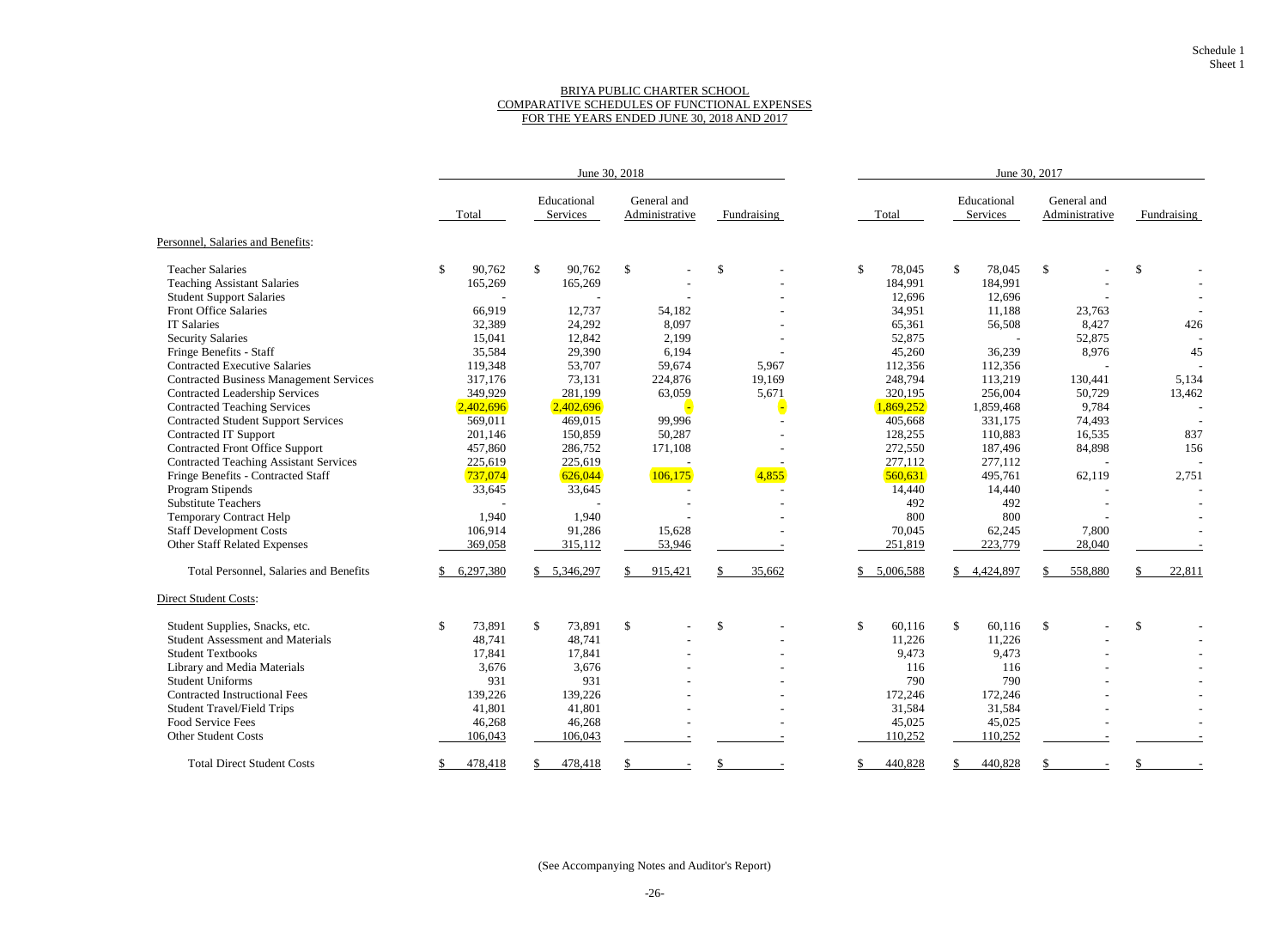Schedule 1
Sheet 1

# BRIYA PUBLIC CHARTER SCHOOL
## COMPARATIVE SCHEDULES OF FUNCTIONAL EXPENSES
### FOR THE YEARS ENDED JUNE 30, 2018 AND 2017

| | June 30, 2018 | | | | June 30, 2017 | | | |
|---|---|---|---|---|---|---|---|---|
| | Total | Educational Services | General and Administrative | Fundraising | Total | Educational Services | General and Administrative | Fundraising |
| **Personnel, Salaries and Benefits:** | | | | | | | | |
| Teacher Salaries | $ 90,762 | $ 90,762 | $ - | $ - | $ 78,045 | $ 78,045 | $ - | $ - |
| Teaching Assistant Salaries | 165,269 | 165,269 | - | - | 184,991 | 184,991 | - | - |
| Student Support Salaries | - | - | - | - | 12,696 | 12,696 | - | - |
| Front Office Salaries | 66,919 | 12,737 | 54,182 | - | 34,951 | 11,188 | 23,763 | - |
| IT Salaries | 32,389 | 24,292 | 8,097 | - | 65,361 | 56,508 | 8,427 | 426 |
| Security Salaries | 15,041 | 12,842 | 2,199 | - | 52,875 | - | 52,875 | - |
| Fringe Benefits - Staff | 35,584 | 29,390 | 6,194 | - | 45,260 | 36,239 | 8,976 | 45 |
| Contracted Executive Salaries | 119,348 | 53,707 | 59,674 | 5,967 | 112,356 | 112,356 | - | - |
| Contracted Business Management Services | 317,176 | 73,131 | 224,876 | 19,169 | 248,794 | 113,219 | 130,441 | 5,134 |
| Contracted Leadership Services | 349,929 | 281,199 | 63,059 | 5,671 | 320,195 | 256,004 | 50,729 | 13,462 |
| Contracted Teaching Services | 2,402,696 | 2,402,696 | - | - | 1,869,252 | 1,859,468 | 9,784 | - |
| Contracted Student Support Services | 569,011 | 469,015 | 99,996 | - | 405,668 | 331,175 | 74,493 | - |
| Contracted IT Support | 201,146 | 150,859 | 50,287 | - | 128,255 | 110,883 | 16,535 | 837 |
| Contracted Front Office Support | 457,860 | 286,752 | 171,108 | - | 272,550 | 187,496 | 84,898 | 156 |
| Contracted Teaching Assistant Services | 225,619 | 225,619 | - | - | 277,112 | 277,112 | - | - |
| Fringe Benefits - Contracted Staff | 737,074 | 626,044 | 106,175 | 4,855 | 560,631 | 495,761 | 62,119 | 2,751 |
| Program Stipends | 33,645 | 33,645 | - | - | 14,440 | 14,440 | - | - |
| Substitute Teachers | - | - | - | - | 492 | 492 | - | - |
| Temporary Contract Help | 1,940 | 1,940 | - | - | 800 | 800 | - | - |
| Staff Development Costs | 106,914 | 91,286 | 15,628 | - | 70,045 | 62,245 | 7,800 | - |
| Other Staff Related Expenses | 369,058 | 315,112 | 53,946 | - | 251,819 | 223,779 | 28,040 | - |
| Total Personnel, Salaries and Benefits | $ 6,297,380 | $ 5,346,297 | $ 915,421 | $ 35,662 | $ 5,006,588 | $ 4,424,897 | $ 558,880 | $ 22,811 |
| **Direct Student Costs:** | | | | | | | | |
| Student Supplies, Snacks, etc. | $ 73,891 | $ 73,891 | $ - | $ - | $ 60,116 | $ 60,116 | $ - | $ - |
| Student Assessment and Materials | 48,741 | 48,741 | - | - | 11,226 | 11,226 | - | - |
| Student Textbooks | 17,841 | 17,841 | - | - | 9,473 | 9,473 | - | - |
| Library and Media Materials | 3,676 | 3,676 | - | - | 116 | 116 | - | - |
| Student Uniforms | 931 | 931 | - | - | 790 | 790 | - | - |
| Contracted Instructional Fees | 139,226 | 139,226 | - | - | 172,246 | 172,246 | - | - |
| Student Travel/Field Trips | 41,801 | 41,801 | - | - | 31,584 | 31,584 | - | - |
| Food Service Fees | 46,268 | 46,268 | - | - | 45,025 | 45,025 | - | - |
| Other Student Costs | 106,043 | 106,043 | - | - | 110,252 | 110,252 | - | - |
| Total Direct Student Costs | $ 478,418 | $ 478,418 | $ - | $ - | $ 440,828 | $ 440,828 | $ - | $ - |

(See Accompanying Notes and Auditor's Report)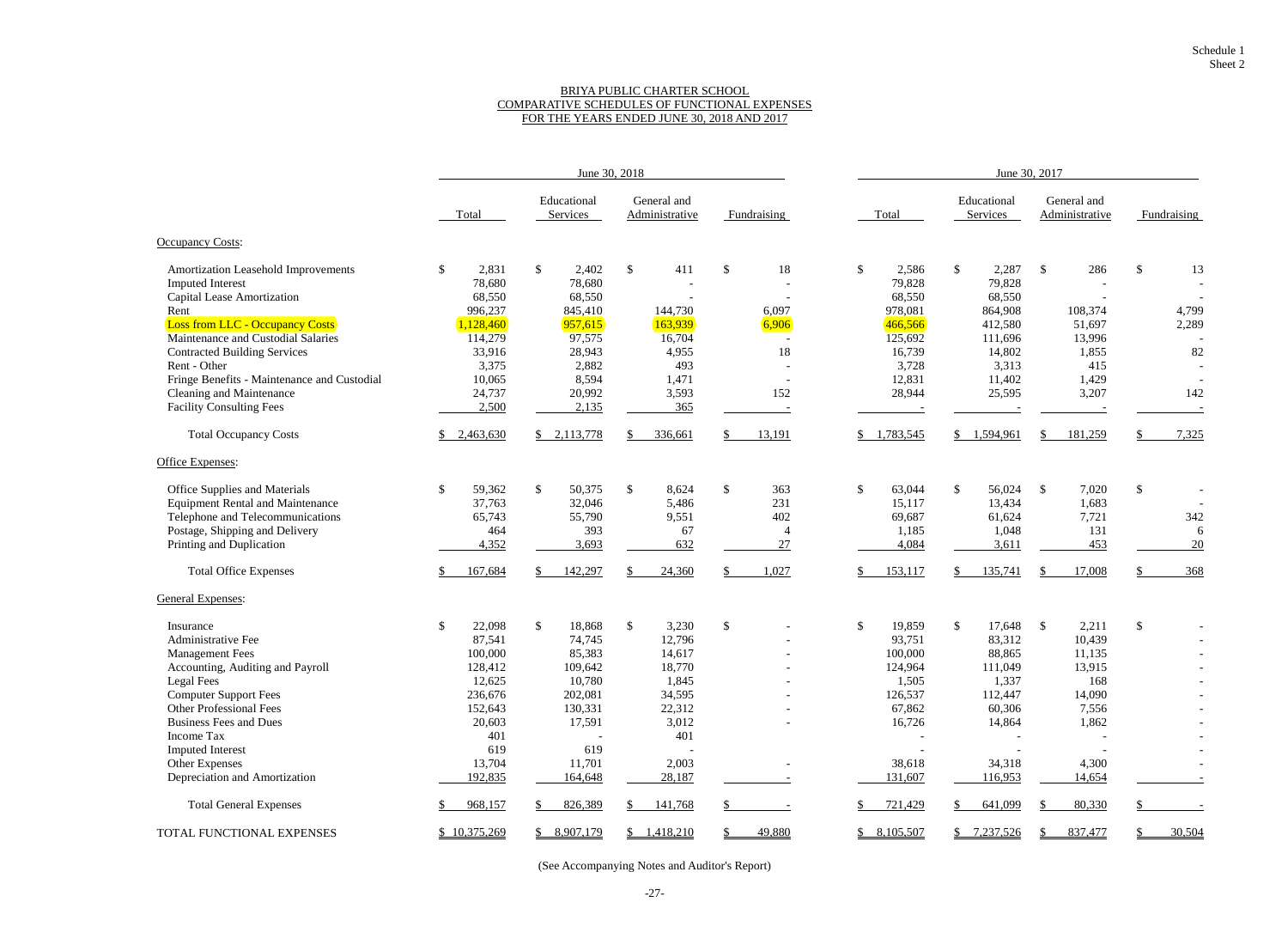Schedule 1
Sheet 2

# BRIYA PUBLIC CHARTER SCHOOL
## COMPARATIVE SCHEDULES OF FUNCTIONAL EXPENSES
## FOR THE YEARS ENDED JUNE 30, 2018 AND 2017

| | June 30, 2018 | | | | June 30, 2017 | | | |
|---|---|---|---|---|---|---|---|---|
| | Total | Educational Services | General and Administrative | Fundraising | Total | Educational Services | General and Administrative | Fundraising |
| **Occupancy Costs:** | | | | | | | | |
| Amortization Leasehold Improvements | $ 2,831 | $ 2,402 | $ 411 | $ 18 | $ 2,586 | $ 2,287 | $ 286 | $ 13 |
| Imputed Interest | 78,680 | 78,680 | - | - | 79,828 | 79,828 | - | - |
| Capital Lease Amortization | 68,550 | 68,550 | - | - | 68,550 | 68,550 | - | - |
| Rent | 996,237 | 845,410 | 144,730 | 6,097 | 978,081 | 864,908 | 108,374 | 4,799 |
| Loss from LLC - Occupancy Costs | 1,128,460 | 957,615 | 163,939 | 6,906 | 466,566 | 412,580 | 51,697 | 2,289 |
| Maintenance and Custodial Salaries | 114,279 | 97,575 | 16,704 | - | 125,692 | 111,696 | 13,996 | - |
| Contracted Building Services | 33,916 | 28,943 | 4,955 | 18 | 16,739 | 14,802 | 1,855 | 82 |
| Rent - Other | 3,375 | 2,882 | 493 | - | 3,728 | 3,313 | 415 | - |
| Fringe Benefits - Maintenance and Custodial | 10,065 | 8,594 | 1,471 | - | 12,831 | 11,402 | 1,429 | - |
| Cleaning and Maintenance | 24,737 | 20,992 | 3,593 | 152 | 28,944 | 25,595 | 3,207 | 142 |
| Facility Consulting Fees | 2,500 | 2,135 | 365 | - | - | - | - | - |
| Total Occupancy Costs | $ 2,463,630 | $ 2,113,778 | $ 336,661 | $ 13,191 | $ 1,783,545 | $ 1,594,961 | $ 181,259 | $ 7,325 |
| **Office Expenses:** | | | | | | | | |
| Office Supplies and Materials | $ 59,362 | $ 50,375 | $ 8,624 | $ 363 | $ 63,044 | $ 56,024 | $ 7,020 | $ - |
| Equipment Rental and Maintenance | 37,763 | 32,046 | 5,486 | 231 | 15,117 | 13,434 | 1,683 | - |
| Telephone and Telecommunications | 65,743 | 55,790 | 9,551 | 402 | 69,687 | 61,624 | 7,721 | 342 |
| Postage, Shipping and Delivery | 464 | 393 | 67 | 4 | 1,185 | 1,048 | 131 | 6 |
| Printing and Duplication | 4,352 | 3,693 | 632 | 27 | 4,084 | 3,611 | 453 | 20 |
| Total Office Expenses | $ 167,684 | $ 142,297 | $ 24,360 | $ 1,027 | $ 153,117 | $ 135,741 | $ 17,008 | $ 368 |
| **General Expenses:** | | | | | | | | |
| Insurance | $ 22,098 | $ 18,868 | $ 3,230 | $ - | $ 19,859 | $ 17,648 | $ 2,211 | $ - |
| Administrative Fee | 87,541 | 74,745 | 12,796 | - | 93,751 | 83,312 | 10,439 | - |
| Management Fees | 100,000 | 85,383 | 14,617 | - | 100,000 | 88,865 | 11,135 | - |
| Accounting, Auditing and Payroll | 128,412 | 109,642 | 18,770 | - | 124,964 | 111,049 | 13,915 | - |
| Legal Fees | 12,625 | 10,780 | 1,845 | - | 1,505 | 1,337 | 168 | - |
| Computer Support Fees | 236,676 | 202,081 | 34,595 | - | 126,537 | 112,447 | 14,090 | - |
| Other Professional Fees | 152,643 | 130,331 | 22,312 | - | 67,862 | 60,306 | 7,556 | - |
| Business Fees and Dues | 20,603 | 17,591 | 3,012 | - | 16,726 | 14,864 | 1,862 | - |
| Income Tax | 401 | - | 401 | | - | - | - | - |
| Imputed Interest | 619 | 619 | - | | - | - | - | - |
| Other Expenses | 13,704 | 11,701 | 2,003 | - | 38,618 | 34,318 | 4,300 | - |
| Depreciation and Amortization | 192,835 | 164,648 | 28,187 | - | 131,607 | 116,953 | 14,654 | - |
| Total General Expenses | $ 968,157 | $ 826,389 | $ 141,768 | $ - | $ 721,429 | $ 641,099 | $ 80,330 | $ - |
| TOTAL FUNCTIONAL EXPENSES | $ 10,375,269 | $ 8,907,179 | $ 1,418,210 | $ 49,880 | $ 8,105,507 | $ 7,237,526 | $ 837,477 | $ 30,504 |

(See Accompanying Notes and Auditor's Report)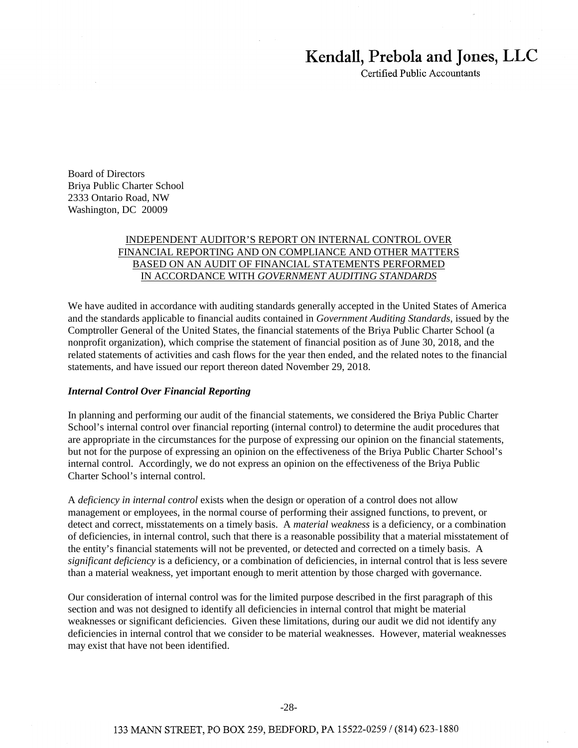# Kendall, Prebola and Jones, LLC

Certified Public Accountants

Board of Directors
Briya Public Charter School
2333 Ontario Road, NW
Washington, DC 20009

## INDEPENDENT AUDITOR'S REPORT ON INTERNAL CONTROL OVER FINANCIAL REPORTING AND ON COMPLIANCE AND OTHER MATTERS BASED ON AN AUDIT OF FINANCIAL STATEMENTS PERFORMED IN ACCORDANCE WITH *GOVERNMENT AUDITING STANDARDS*

We have audited in accordance with auditing standards generally accepted in the United States of America and the standards applicable to financial audits contained in *Government Auditing Standards*, issued by the Comptroller General of the United States, the financial statements of the Briya Public Charter School (a nonprofit organization), which comprise the statement of financial position as of June 30, 2018, and the related statements of activities and cash flows for the year then ended, and the related notes to the financial statements, and have issued our report thereon dated November 29, 2018.

***Internal Control Over Financial Reporting***

In planning and performing our audit of the financial statements, we considered the Briya Public Charter School's internal control over financial reporting (internal control) to determine the audit procedures that are appropriate in the circumstances for the purpose of expressing our opinion on the financial statements, but not for the purpose of expressing an opinion on the effectiveness of the Briya Public Charter School's internal control. Accordingly, we do not express an opinion on the effectiveness of the Briya Public Charter School's internal control.

A *deficiency in internal control* exists when the design or operation of a control does not allow management or employees, in the normal course of performing their assigned functions, to prevent, or detect and correct, misstatements on a timely basis. A *material weakness* is a deficiency, or a combination of deficiencies, in internal control, such that there is a reasonable possibility that a material misstatement of the entity's financial statements will not be prevented, or detected and corrected on a timely basis. A *significant deficiency* is a deficiency, or a combination of deficiencies, in internal control that is less severe than a material weakness, yet important enough to merit attention by those charged with governance.

Our consideration of internal control was for the limited purpose described in the first paragraph of this section and was not designed to identify all deficiencies in internal control that might be material weaknesses or significant deficiencies. Given these limitations, during our audit we did not identify any deficiencies in internal control that we consider to be material weaknesses. However, material weaknesses may exist that have not been identified.

133 MANN STREET, PO BOX 259, BEDFORD, PA 15522-0259 / (814) 623-1880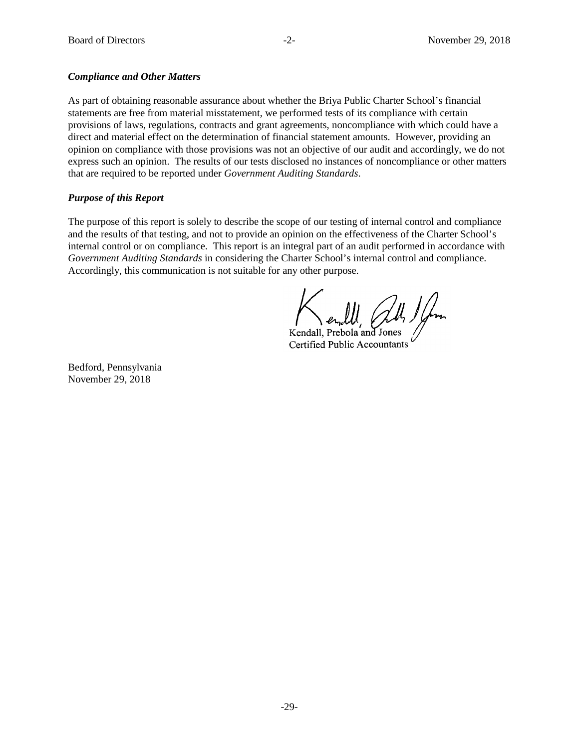### *Compliance and Other Matters*

As part of obtaining reasonable assurance about whether the Briya Public Charter School's financial statements are free from material misstatement, we performed tests of its compliance with certain provisions of laws, regulations, contracts and grant agreements, noncompliance with which could have a direct and material effect on the determination of financial statement amounts. However, providing an opinion on compliance with those provisions was not an objective of our audit and accordingly, we do not express such an opinion. The results of our tests disclosed no instances of noncompliance or other matters that are required to be reported under *Government Auditing Standards*.

### *Purpose of this Report*

The purpose of this report is solely to describe the scope of our testing of internal control and compliance and the results of that testing, and not to provide an opinion on the effectiveness of the Charter School's internal control or on compliance. This report is an integral part of an audit performed in accordance with *Government Auditing Standards* in considering the Charter School's internal control and compliance. Accordingly, this communication is not suitable for any other purpose.

Kendall, Prebola and Jones
Certified Public Accountants

Bedford, Pennsylvania
November 29, 2018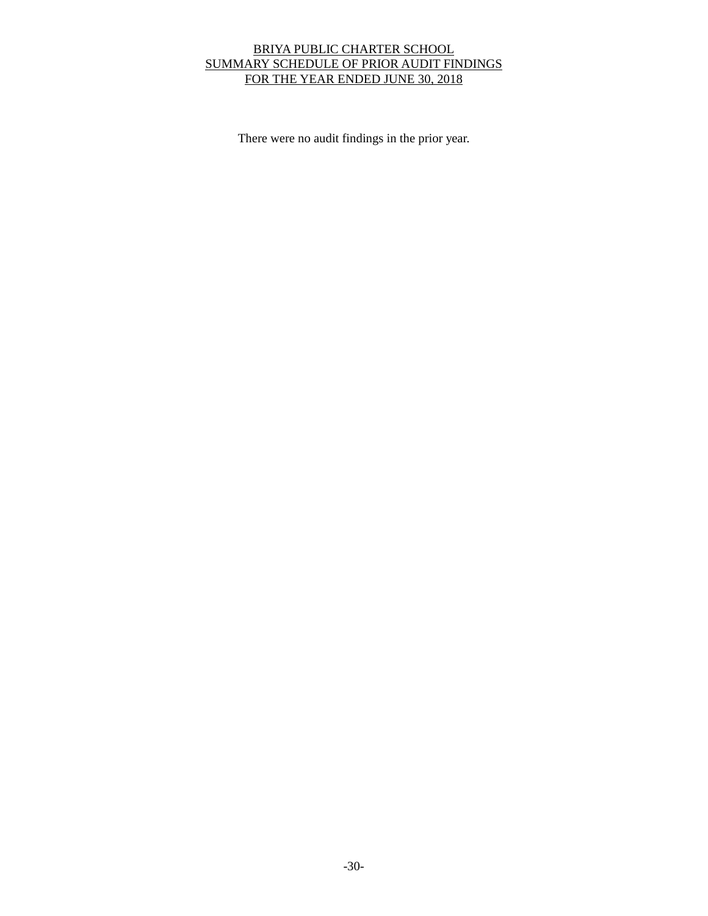# BRIYA PUBLIC CHARTER SCHOOL
## SUMMARY SCHEDULE OF PRIOR AUDIT FINDINGS
## FOR THE YEAR ENDED JUNE 30, 2018

There were no audit findings in the prior year.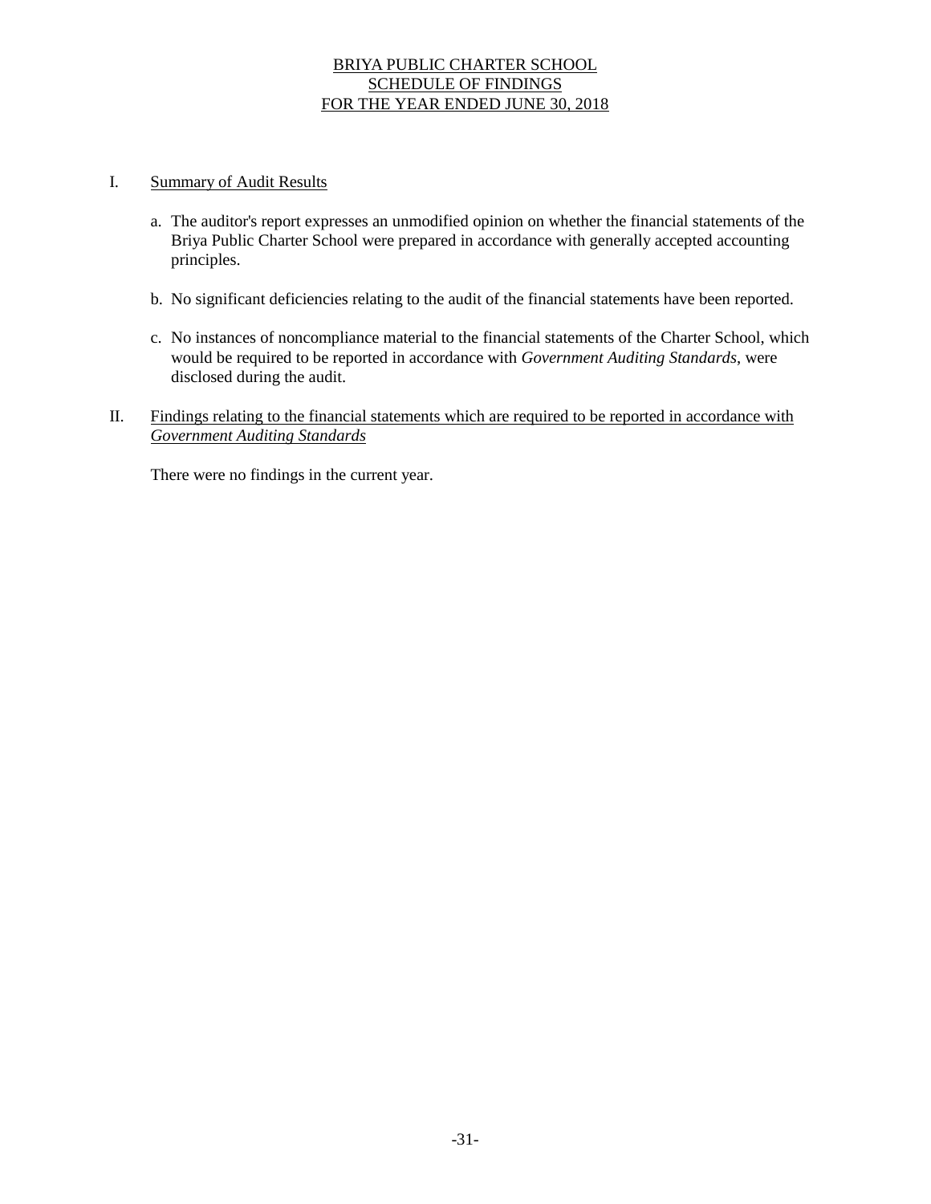# BRIYA PUBLIC CHARTER SCHOOL
## SCHEDULE OF FINDINGS
## FOR THE YEAR ENDED JUNE 30, 2018

I. Summary of Audit Results

a. The auditor's report expresses an unmodified opinion on whether the financial statements of the Briya Public Charter School were prepared in accordance with generally accepted accounting principles.

b. No significant deficiencies relating to the audit of the financial statements have been reported.

c. No instances of noncompliance material to the financial statements of the Charter School, which would be required to be reported in accordance with *Government Auditing Standards*, were disclosed during the audit.

II. Findings relating to the financial statements which are required to be reported in accordance with *Government Auditing Standards*

There were no findings in the current year.